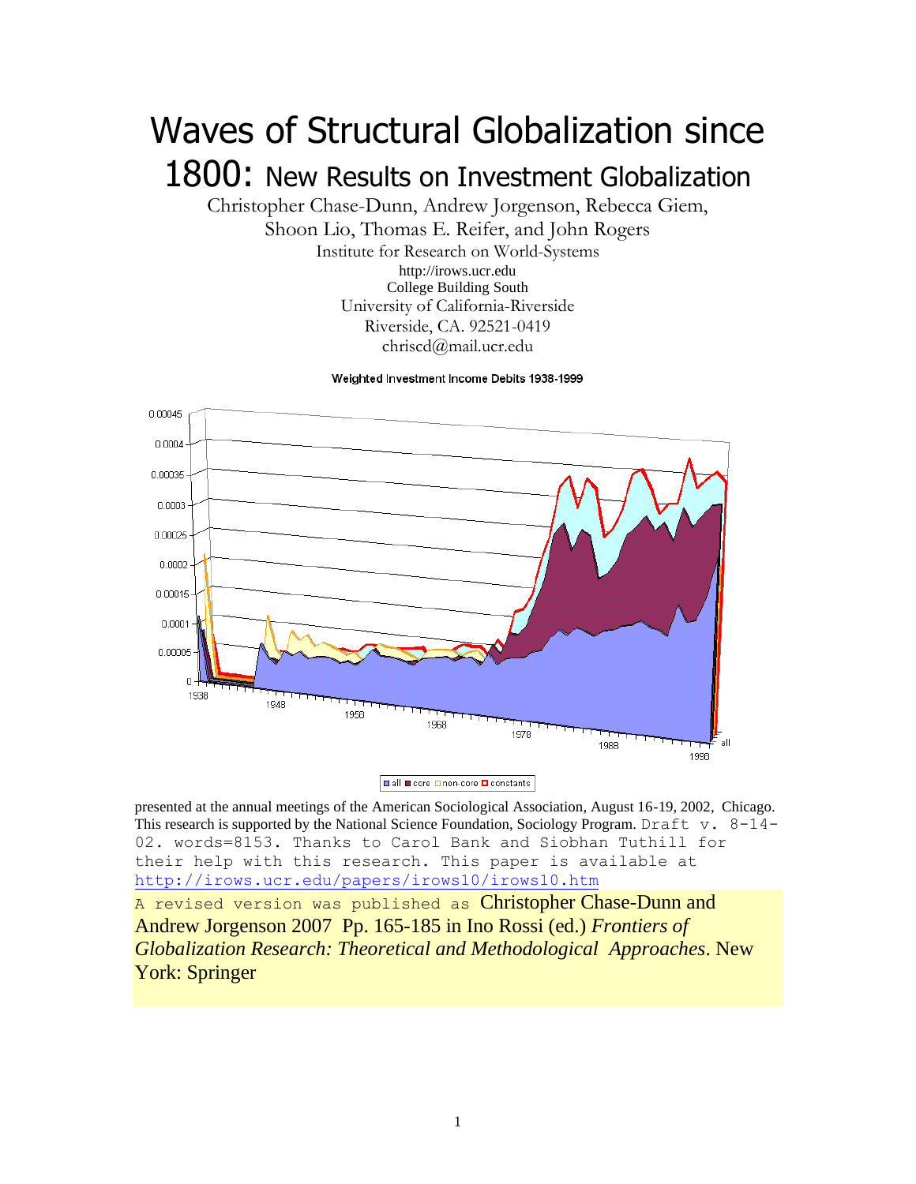# Waves of Structural Globalization since 1800: New Results on Investment Globalization

Christopher Chase-Dunn, Andrew Jorgenson, Rebecca Giem,
Shoon Lio, Thomas E. Reifer, and John Rogers

Institute for Research on World-Systems
http://irows.ucr.edu
College Building South
University of California-Riverside
Riverside, CA. 92521-0419
chriscd@mail.ucr.edu

Weighted Investment Income Debits 1938-1999

presented at the annual meetings of the American Sociological Association, August 16-19, 2002, Chicago. This research is supported by the National Science Foundation, Sociology Program. Draft v. 8-14-02. words=8153. Thanks to Carol Bank and Siobhan Tuthill for their help with this research. This paper is available at http://irows.ucr.edu/papers/irows10/irows10.htm

A revised version was published as Christopher Chase-Dunn and Andrew Jorgenson 2007 Pp. 165-185 in Ino Rossi (ed.) *Frontiers of Globalization Research: Theoretical and Methodological Approaches*. New York: Springer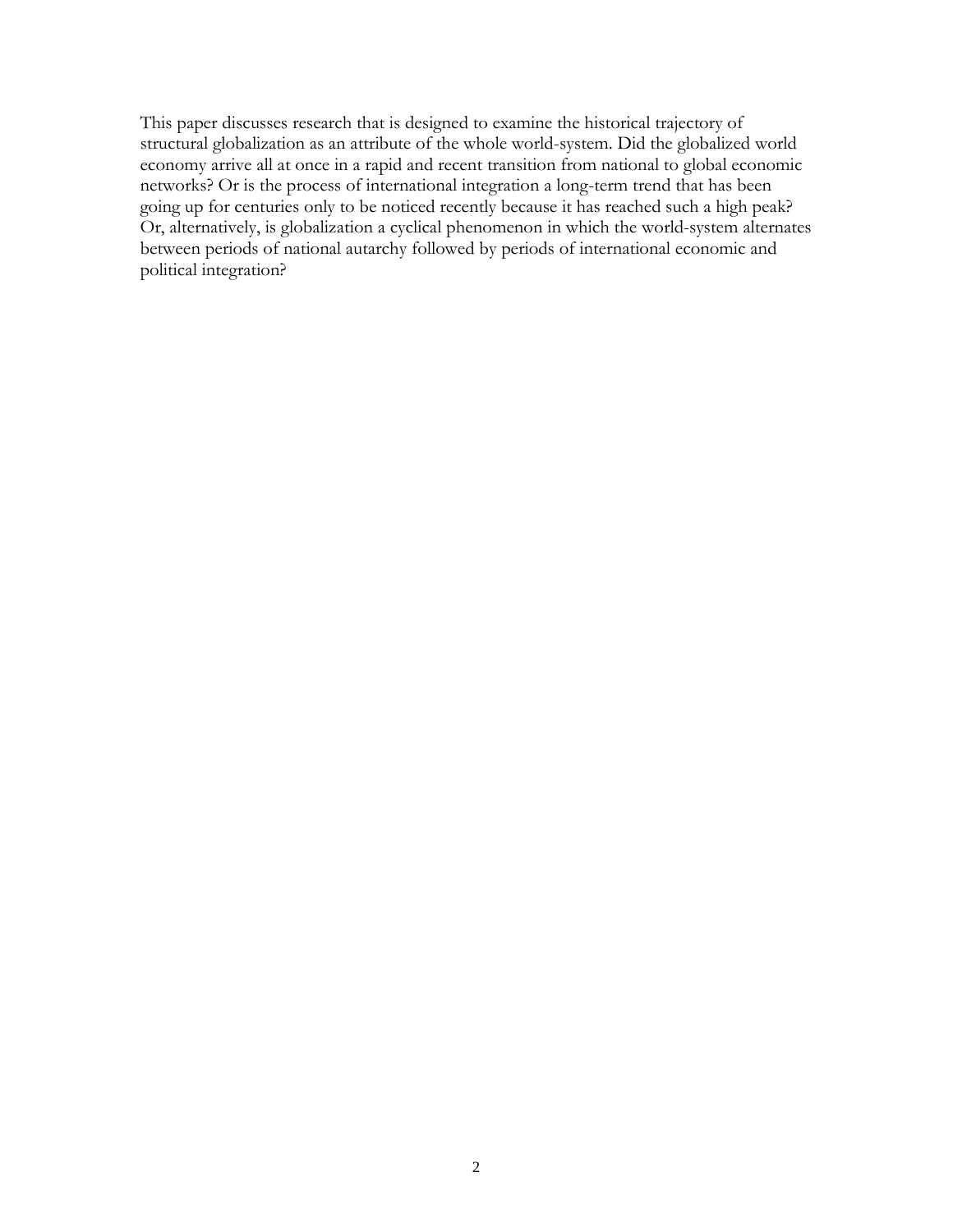This paper discusses research that is designed to examine the historical trajectory of structural globalization as an attribute of the whole world-system. Did the globalized world economy arrive all at once in a rapid and recent transition from national to global economic networks? Or is the process of international integration a long-term trend that has been going up for centuries only to be noticed recently because it has reached such a high peak? Or, alternatively, is globalization a cyclical phenomenon in which the world-system alternates between periods of national autarchy followed by periods of international economic and political integration?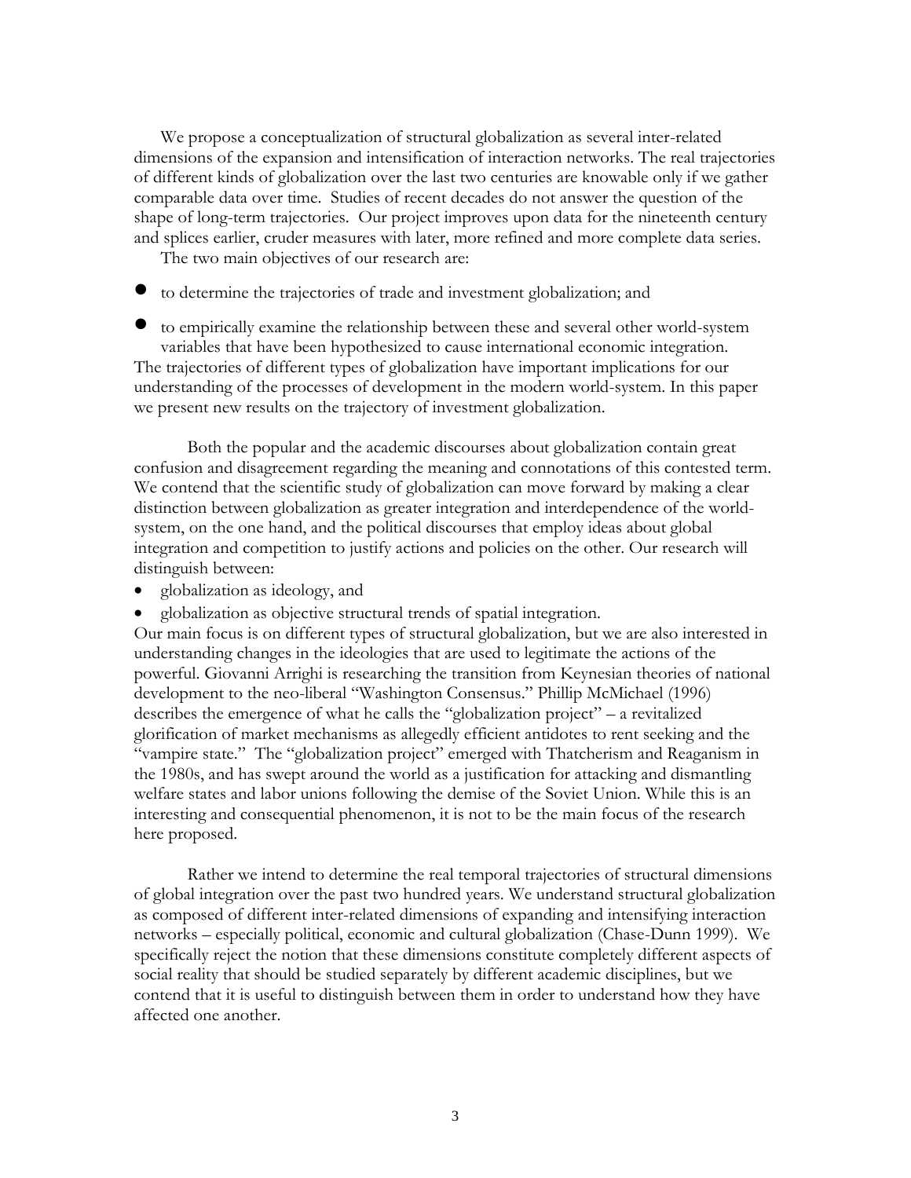We propose a conceptualization of structural globalization as several inter-related dimensions of the expansion and intensification of interaction networks. The real trajectories of different kinds of globalization over the last two centuries are knowable only if we gather comparable data over time. Studies of recent decades do not answer the question of the shape of long-term trajectories. Our project improves upon data for the nineteenth century and splices earlier, cruder measures with later, more refined and more complete data series.

The two main objectives of our research are:

- to determine the trajectories of trade and investment globalization; and
- to empirically examine the relationship between these and several other world-system variables that have been hypothesized to cause international economic integration.

The trajectories of different types of globalization have important implications for our understanding of the processes of development in the modern world-system. In this paper we present new results on the trajectory of investment globalization.

Both the popular and the academic discourses about globalization contain great confusion and disagreement regarding the meaning and connotations of this contested term. We contend that the scientific study of globalization can move forward by making a clear distinction between globalization as greater integration and interdependence of the world-system, on the one hand, and the political discourses that employ ideas about global integration and competition to justify actions and policies on the other. Our research will distinguish between:

- globalization as ideology, and
- globalization as objective structural trends of spatial integration.

Our main focus is on different types of structural globalization, but we are also interested in understanding changes in the ideologies that are used to legitimate the actions of the powerful. Giovanni Arrighi is researching the transition from Keynesian theories of national development to the neo-liberal "Washington Consensus." Phillip McMichael (1996) describes the emergence of what he calls the "globalization project" – a revitalized glorification of market mechanisms as allegedly efficient antidotes to rent seeking and the "vampire state." The "globalization project" emerged with Thatcherism and Reaganism in the 1980s, and has swept around the world as a justification for attacking and dismantling welfare states and labor unions following the demise of the Soviet Union. While this is an interesting and consequential phenomenon, it is not to be the main focus of the research here proposed.

Rather we intend to determine the real temporal trajectories of structural dimensions of global integration over the past two hundred years. We understand structural globalization as composed of different inter-related dimensions of expanding and intensifying interaction networks – especially political, economic and cultural globalization (Chase-Dunn 1999). We specifically reject the notion that these dimensions constitute completely different aspects of social reality that should be studied separately by different academic disciplines, but we contend that it is useful to distinguish between them in order to understand how they have affected one another.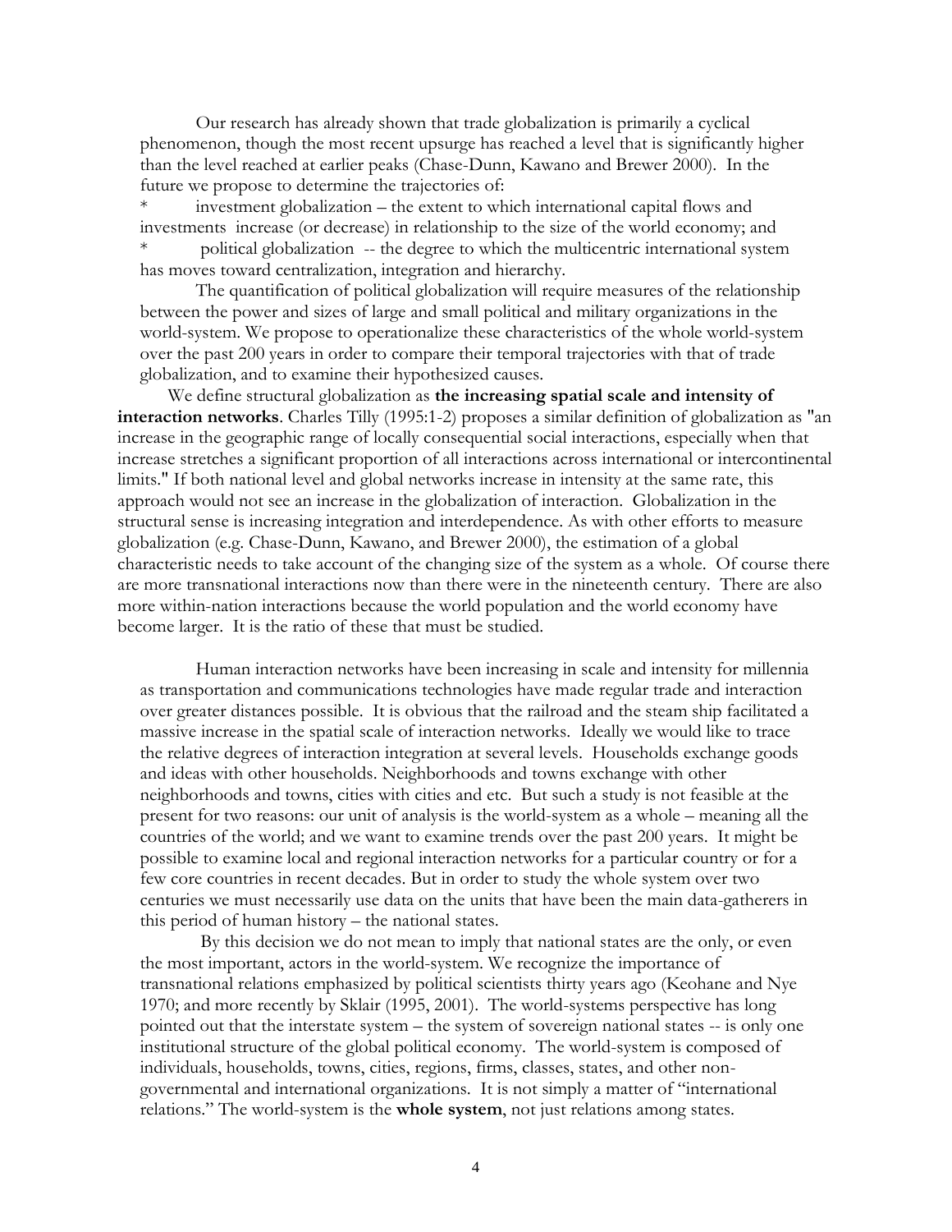Our research has already shown that trade globalization is primarily a cyclical phenomenon, though the most recent upsurge has reached a level that is significantly higher than the level reached at earlier peaks (Chase-Dunn, Kawano and Brewer 2000). In the future we propose to determine the trajectories of:

* investment globalization – the extent to which international capital flows and investments increase (or decrease) in relationship to the size of the world economy; and
* political globalization -- the degree to which the multicentric international system has moves toward centralization, integration and hierarchy.

The quantification of political globalization will require measures of the relationship between the power and sizes of large and small political and military organizations in the world-system. We propose to operationalize these characteristics of the whole world-system over the past 200 years in order to compare their temporal trajectories with that of trade globalization, and to examine their hypothesized causes.

We define structural globalization as **the increasing spatial scale and intensity of interaction networks**. Charles Tilly (1995:1-2) proposes a similar definition of globalization as "an increase in the geographic range of locally consequential social interactions, especially when that increase stretches a significant proportion of all interactions across international or intercontinental limits." If both national level and global networks increase in intensity at the same rate, this approach would not see an increase in the globalization of interaction. Globalization in the structural sense is increasing integration and interdependence. As with other efforts to measure globalization (e.g. Chase-Dunn, Kawano, and Brewer 2000), the estimation of a global characteristic needs to take account of the changing size of the system as a whole. Of course there are more transnational interactions now than there were in the nineteenth century. There are also more within-nation interactions because the world population and the world economy have become larger. It is the ratio of these that must be studied.

Human interaction networks have been increasing in scale and intensity for millennia as transportation and communications technologies have made regular trade and interaction over greater distances possible. It is obvious that the railroad and the steam ship facilitated a massive increase in the spatial scale of interaction networks. Ideally we would like to trace the relative degrees of interaction integration at several levels. Households exchange goods and ideas with other households. Neighborhoods and towns exchange with other neighborhoods and towns, cities with cities and etc. But such a study is not feasible at the present for two reasons: our unit of analysis is the world-system as a whole – meaning all the countries of the world; and we want to examine trends over the past 200 years. It might be possible to examine local and regional interaction networks for a particular country or for a few core countries in recent decades. But in order to study the whole system over two centuries we must necessarily use data on the units that have been the main data-gatherers in this period of human history – the national states.

By this decision we do not mean to imply that national states are the only, or even the most important, actors in the world-system. We recognize the importance of transnational relations emphasized by political scientists thirty years ago (Keohane and Nye 1970; and more recently by Sklair (1995, 2001). The world-systems perspective has long pointed out that the interstate system – the system of sovereign national states -- is only one institutional structure of the global political economy. The world-system is composed of individuals, households, towns, cities, regions, firms, classes, states, and other non-governmental and international organizations. It is not simply a matter of "international relations." The world-system is the **whole system**, not just relations among states.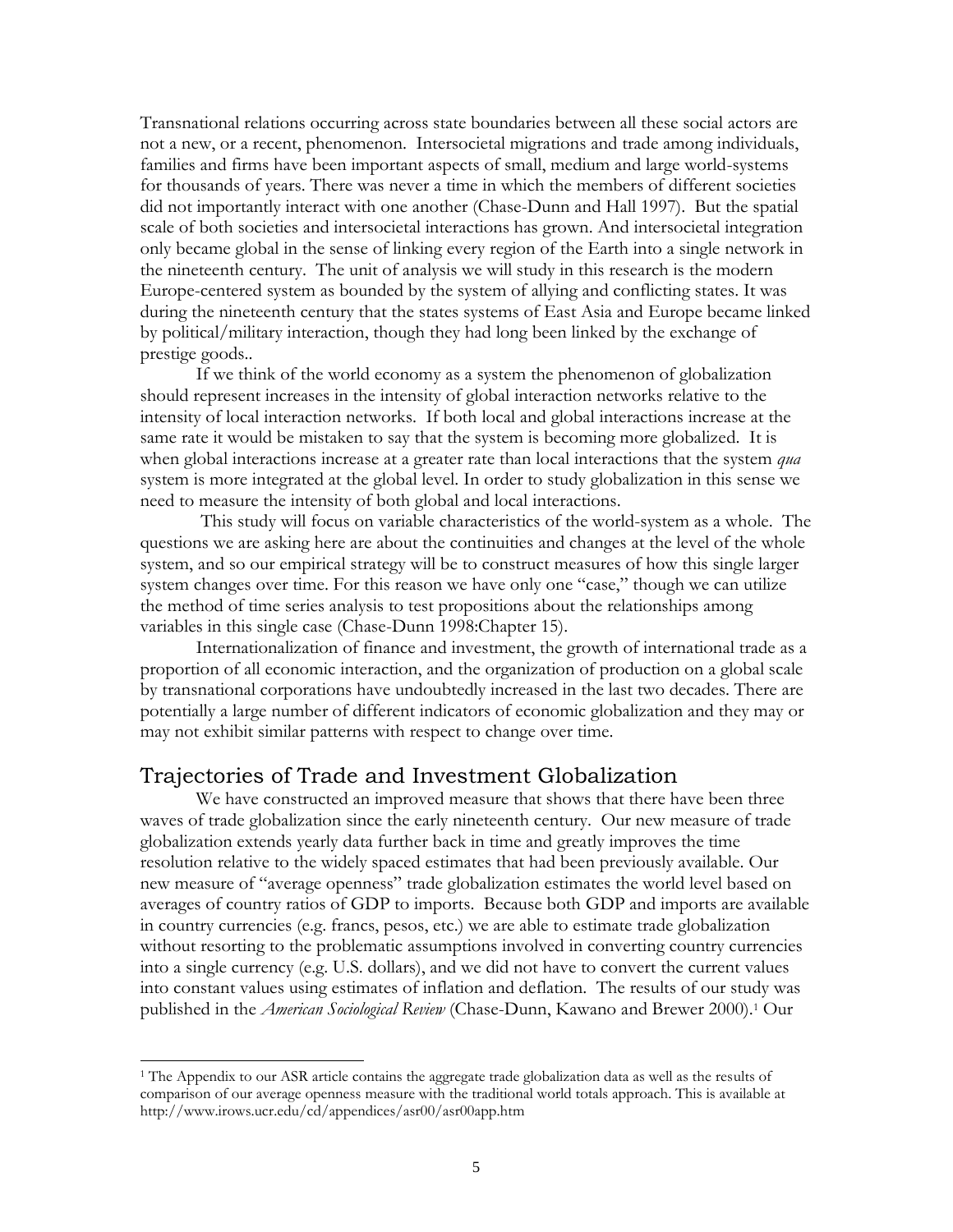Transnational relations occurring across state boundaries between all these social actors are not a new, or a recent, phenomenon. Intersocietal migrations and trade among individuals, families and firms have been important aspects of small, medium and large world-systems for thousands of years. There was never a time in which the members of different societies did not importantly interact with one another (Chase-Dunn and Hall 1997). But the spatial scale of both societies and intersocietal interactions has grown. And intersocietal integration only became global in the sense of linking every region of the Earth into a single network in the nineteenth century. The unit of analysis we will study in this research is the modern Europe-centered system as bounded by the system of allying and conflicting states. It was during the nineteenth century that the states systems of East Asia and Europe became linked by political/military interaction, though they had long been linked by the exchange of prestige goods..

If we think of the world economy as a system the phenomenon of globalization should represent increases in the intensity of global interaction networks relative to the intensity of local interaction networks. If both local and global interactions increase at the same rate it would be mistaken to say that the system is becoming more globalized. It is when global interactions increase at a greater rate than local interactions that the system *qua* system is more integrated at the global level. In order to study globalization in this sense we need to measure the intensity of both global and local interactions.

This study will focus on variable characteristics of the world-system as a whole. The questions we are asking here are about the continuities and changes at the level of the whole system, and so our empirical strategy will be to construct measures of how this single larger system changes over time. For this reason we have only one "case," though we can utilize the method of time series analysis to test propositions about the relationships among variables in this single case (Chase-Dunn 1998:Chapter 15).

Internationalization of finance and investment, the growth of international trade as a proportion of all economic interaction, and the organization of production on a global scale by transnational corporations have undoubtedly increased in the last two decades. There are potentially a large number of different indicators of economic globalization and they may or may not exhibit similar patterns with respect to change over time.

## Trajectories of Trade and Investment Globalization

We have constructed an improved measure that shows that there have been three waves of trade globalization since the early nineteenth century. Our new measure of trade globalization extends yearly data further back in time and greatly improves the time resolution relative to the widely spaced estimates that had been previously available. Our new measure of "average openness" trade globalization estimates the world level based on averages of country ratios of GDP to imports. Because both GDP and imports are available in country currencies (e.g. francs, pesos, etc.) we are able to estimate trade globalization without resorting to the problematic assumptions involved in converting country currencies into a single currency (e.g. U.S. dollars), and we did not have to convert the current values into constant values using estimates of inflation and deflation. The results of our study was published in the *American Sociological Review* (Chase-Dunn, Kawano and Brewer 2000).[1] Our

---

[1] The Appendix to our ASR article contains the aggregate trade globalization data as well as the results of comparison of our average openness measure with the traditional world totals approach. This is available at http://www.irows.ucr.edu/cd/appendices/asr00/asr00app.htm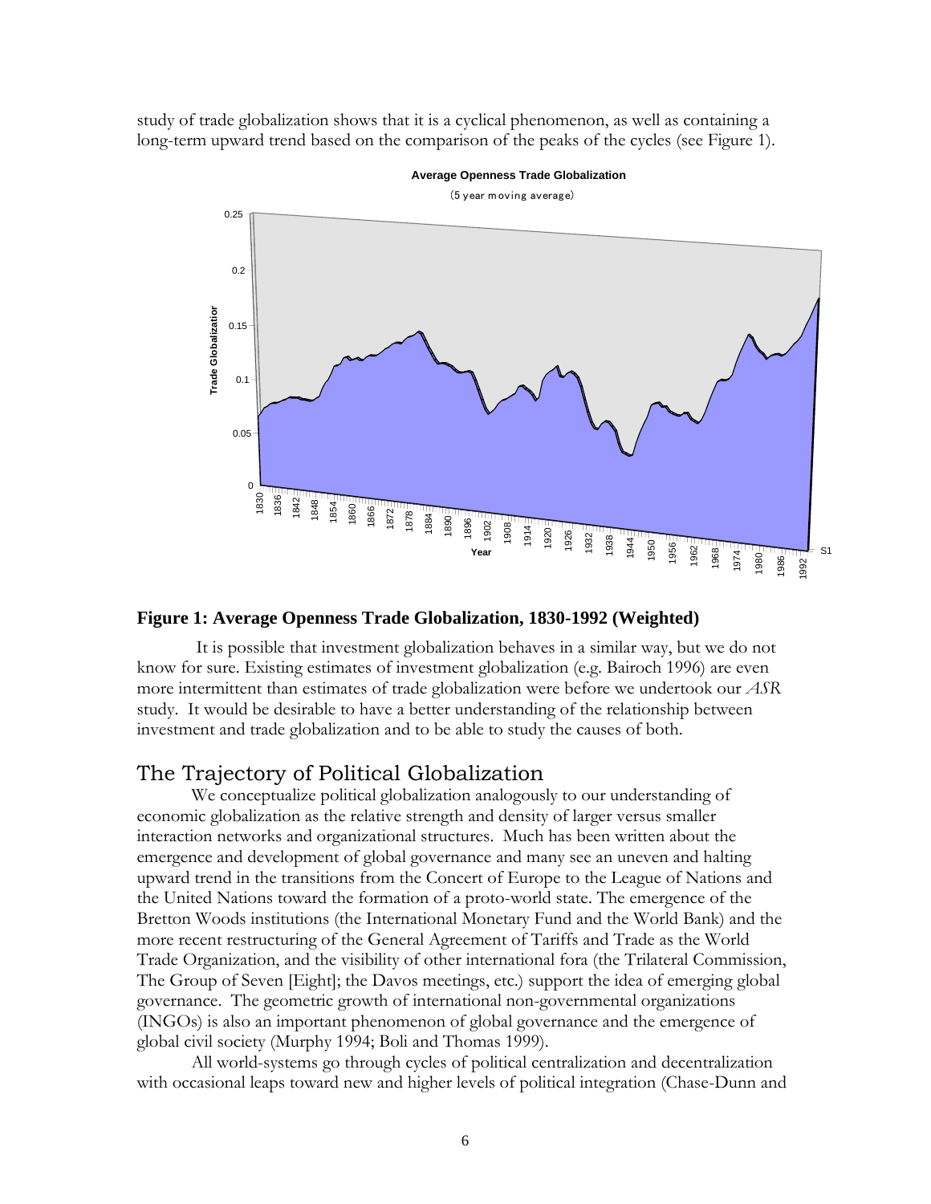study of trade globalization shows that it is a cyclical phenomenon, as well as containing a long-term upward trend based on the comparison of the peaks of the cycles (see Figure 1).

**Figure 1: Average Openness Trade Globalization, 1830-1992 (Weighted)**

It is possible that investment globalization behaves in a similar way, but we do not know for sure. Existing estimates of investment globalization (e.g. Bairoch 1996) are even more intermittent than estimates of trade globalization were before we undertook our *ASR* study. It would be desirable to have a better understanding of the relationship between investment and trade globalization and to be able to study the causes of both.

## The Trajectory of Political Globalization

We conceptualize political globalization analogously to our understanding of economic globalization as the relative strength and density of larger versus smaller interaction networks and organizational structures. Much has been written about the emergence and development of global governance and many see an uneven and halting upward trend in the transitions from the Concert of Europe to the League of Nations and the United Nations toward the formation of a proto-world state. The emergence of the Bretton Woods institutions (the International Monetary Fund and the World Bank) and the more recent restructuring of the General Agreement of Tariffs and Trade as the World Trade Organization, and the visibility of other international fora (the Trilateral Commission, The Group of Seven [Eight]; the Davos meetings, etc.) support the idea of emerging global governance. The geometric growth of international non-governmental organizations (INGOs) is also an important phenomenon of global governance and the emergence of global civil society (Murphy 1994; Boli and Thomas 1999).

All world-systems go through cycles of political centralization and decentralization with occasional leaps toward new and higher levels of political integration (Chase-Dunn and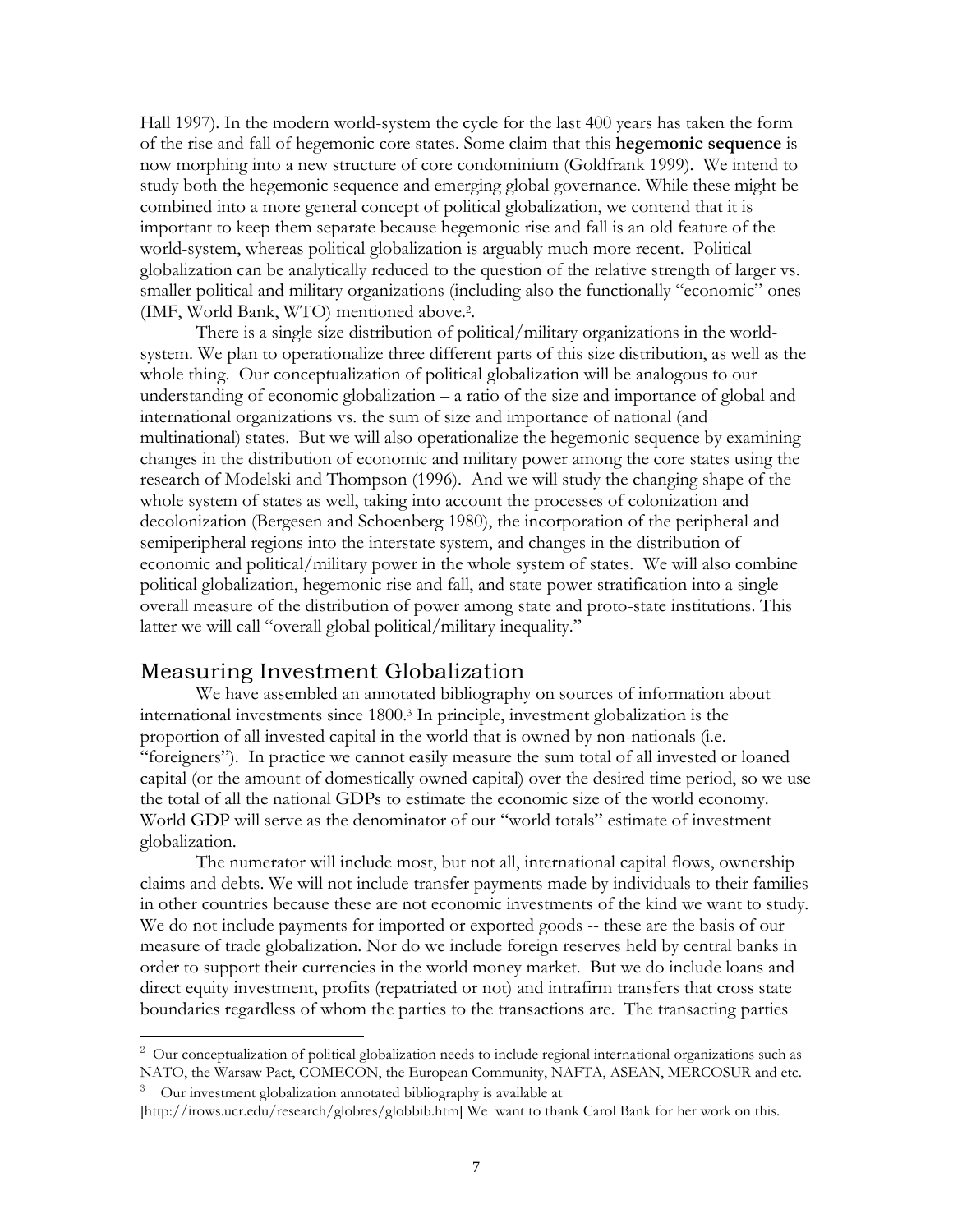Hall 1997). In the modern world-system the cycle for the last 400 years has taken the form of the rise and fall of hegemonic core states. Some claim that this **hegemonic sequence** is now morphing into a new structure of core condominium (Goldfrank 1999). We intend to study both the hegemonic sequence and emerging global governance. While these might be combined into a more general concept of political globalization, we contend that it is important to keep them separate because hegemonic rise and fall is an old feature of the world-system, whereas political globalization is arguably much more recent. Political globalization can be analytically reduced to the question of the relative strength of larger vs. smaller political and military organizations (including also the functionally "economic" ones (IMF, World Bank, WTO) mentioned above.[2].

There is a single size distribution of political/military organizations in the world-system. We plan to operationalize three different parts of this size distribution, as well as the whole thing. Our conceptualization of political globalization will be analogous to our understanding of economic globalization – a ratio of the size and importance of global and international organizations vs. the sum of size and importance of national (and multinational) states. But we will also operationalize the hegemonic sequence by examining changes in the distribution of economic and military power among the core states using the research of Modelski and Thompson (1996). And we will study the changing shape of the whole system of states as well, taking into account the processes of colonization and decolonization (Bergesen and Schoenberg 1980), the incorporation of the peripheral and semiperipheral regions into the interstate system, and changes in the distribution of economic and political/military power in the whole system of states. We will also combine political globalization, hegemonic rise and fall, and state power stratification into a single overall measure of the distribution of power among state and proto-state institutions. This latter we will call "overall global political/military inequality."

## Measuring Investment Globalization

We have assembled an annotated bibliography on sources of information about international investments since 1800.[3] In principle, investment globalization is the proportion of all invested capital in the world that is owned by non-nationals (i.e. "foreigners"). In practice we cannot easily measure the sum total of all invested or loaned capital (or the amount of domestically owned capital) over the desired time period, so we use the total of all the national GDPs to estimate the economic size of the world economy. World GDP will serve as the denominator of our "world totals" estimate of investment globalization.

The numerator will include most, but not all, international capital flows, ownership claims and debts. We will not include transfer payments made by individuals to their families in other countries because these are not economic investments of the kind we want to study. We do not include payments for imported or exported goods -- these are the basis of our measure of trade globalization. Nor do we include foreign reserves held by central banks in order to support their currencies in the world money market. But we do include loans and direct equity investment, profits (repatriated or not) and intrafirm transfers that cross state boundaries regardless of whom the parties to the transactions are. The transacting parties

---

[2] Our conceptualization of political globalization needs to include regional international organizations such as NATO, the Warsaw Pact, COMECON, the European Community, NAFTA, ASEAN, MERCOSUR and etc.

[3] Our investment globalization annotated bibliography is available at [http://irows.ucr.edu/research/globres/globbib.htm] We want to thank Carol Bank for her work on this.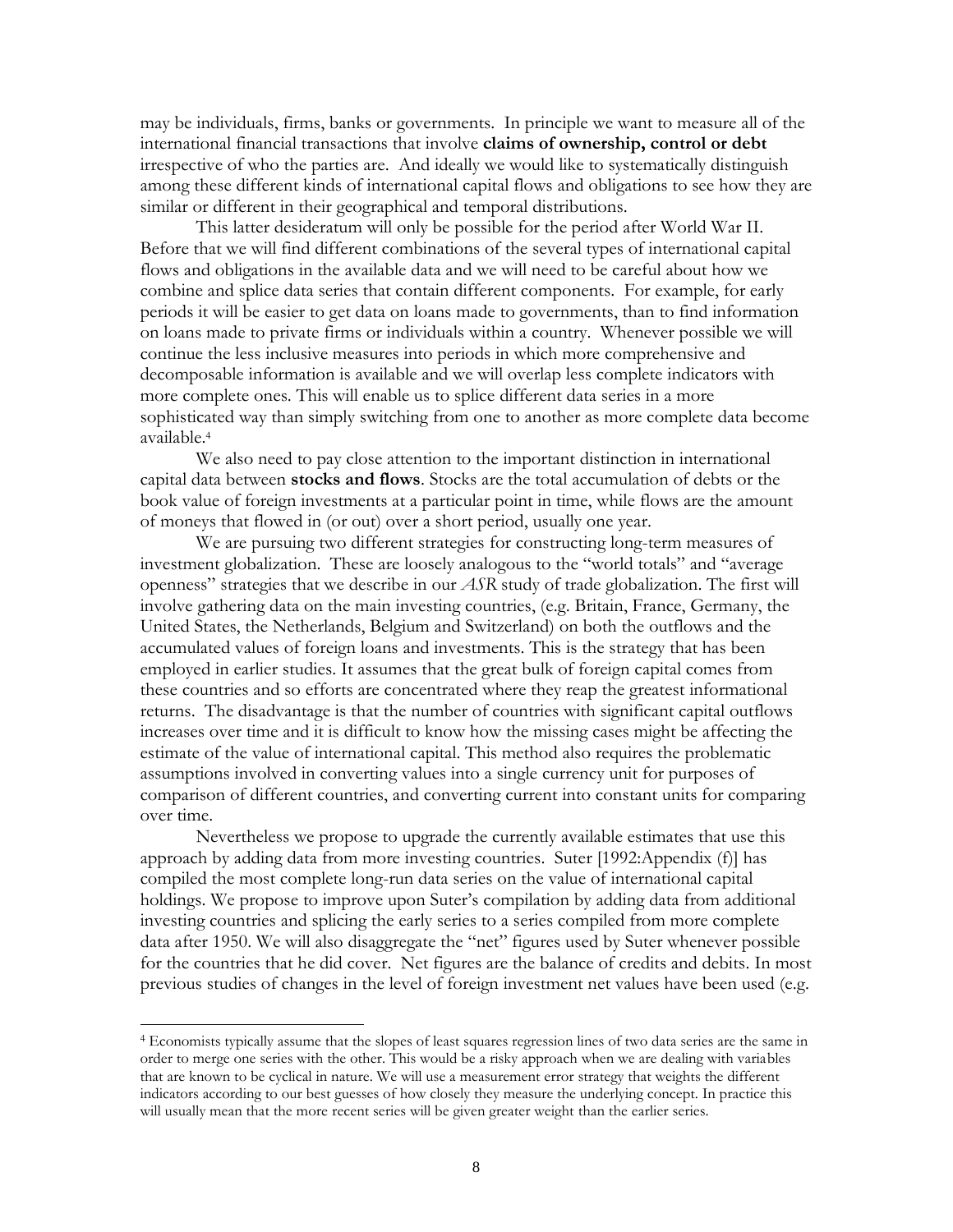may be individuals, firms, banks or governments. In principle we want to measure all of the international financial transactions that involve **claims of ownership, control or debt** irrespective of who the parties are. And ideally we would like to systematically distinguish among these different kinds of international capital flows and obligations to see how they are similar or different in their geographical and temporal distributions.

This latter desideratum will only be possible for the period after World War II. Before that we will find different combinations of the several types of international capital flows and obligations in the available data and we will need to be careful about how we combine and splice data series that contain different components. For example, for early periods it will be easier to get data on loans made to governments, than to find information on loans made to private firms or individuals within a country. Whenever possible we will continue the less inclusive measures into periods in which more comprehensive and decomposable information is available and we will overlap less complete indicators with more complete ones. This will enable us to splice different data series in a more sophisticated way than simply switching from one to another as more complete data become available.[4]

We also need to pay close attention to the important distinction in international capital data between **stocks and flows**. Stocks are the total accumulation of debts or the book value of foreign investments at a particular point in time, while flows are the amount of moneys that flowed in (or out) over a short period, usually one year.

We are pursuing two different strategies for constructing long-term measures of investment globalization. These are loosely analogous to the "world totals" and "average openness" strategies that we describe in our *ASR* study of trade globalization. The first will involve gathering data on the main investing countries, (e.g. Britain, France, Germany, the United States, the Netherlands, Belgium and Switzerland) on both the outflows and the accumulated values of foreign loans and investments. This is the strategy that has been employed in earlier studies. It assumes that the great bulk of foreign capital comes from these countries and so efforts are concentrated where they reap the greatest informational returns. The disadvantage is that the number of countries with significant capital outflows increases over time and it is difficult to know how the missing cases might be affecting the estimate of the value of international capital. This method also requires the problematic assumptions involved in converting values into a single currency unit for purposes of comparison of different countries, and converting current into constant units for comparing over time.

Nevertheless we propose to upgrade the currently available estimates that use this approach by adding data from more investing countries. Suter [1992:Appendix (f)] has compiled the most complete long-run data series on the value of international capital holdings. We propose to improve upon Suter's compilation by adding data from additional investing countries and splicing the early series to a series compiled from more complete data after 1950. We will also disaggregate the "net" figures used by Suter whenever possible for the countries that he did cover. Net figures are the balance of credits and debits. In most previous studies of changes in the level of foreign investment net values have been used (e.g.

[4] Economists typically assume that the slopes of least squares regression lines of two data series are the same in order to merge one series with the other. This would be a risky approach when we are dealing with variables that are known to be cyclical in nature. We will use a measurement error strategy that weights the different indicators according to our best guesses of how closely they measure the underlying concept. In practice this will usually mean that the more recent series will be given greater weight than the earlier series.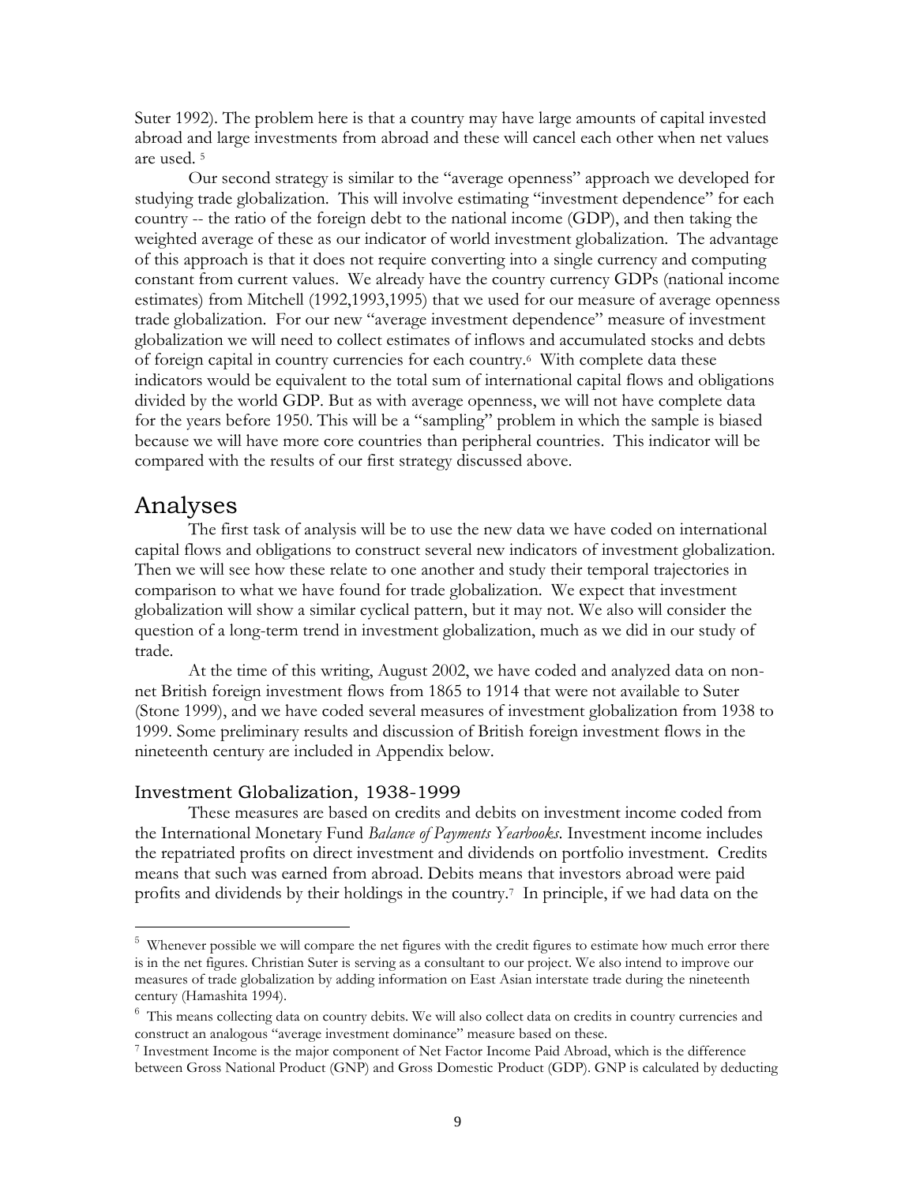Suter 1992). The problem here is that a country may have large amounts of capital invested abroad and large investments from abroad and these will cancel each other when net values are used. [5]

Our second strategy is similar to the "average openness" approach we developed for studying trade globalization. This will involve estimating "investment dependence" for each country -- the ratio of the foreign debt to the national income (GDP), and then taking the weighted average of these as our indicator of world investment globalization. The advantage of this approach is that it does not require converting into a single currency and computing constant from current values. We already have the country currency GDPs (national income estimates) from Mitchell (1992,1993,1995) that we used for our measure of average openness trade globalization. For our new "average investment dependence" measure of investment globalization we will need to collect estimates of inflows and accumulated stocks and debts of foreign capital in country currencies for each country.[6] With complete data these indicators would be equivalent to the total sum of international capital flows and obligations divided by the world GDP. But as with average openness, we will not have complete data for the years before 1950. This will be a "sampling" problem in which the sample is biased because we will have more core countries than peripheral countries. This indicator will be compared with the results of our first strategy discussed above.

# Analyses

The first task of analysis will be to use the new data we have coded on international capital flows and obligations to construct several new indicators of investment globalization. Then we will see how these relate to one another and study their temporal trajectories in comparison to what we have found for trade globalization. We expect that investment globalization will show a similar cyclical pattern, but it may not. We also will consider the question of a long-term trend in investment globalization, much as we did in our study of trade.

At the time of this writing, August 2002, we have coded and analyzed data on non-net British foreign investment flows from 1865 to 1914 that were not available to Suter (Stone 1999), and we have coded several measures of investment globalization from 1938 to 1999. Some preliminary results and discussion of British foreign investment flows in the nineteenth century are included in Appendix below.

## Investment Globalization, 1938-1999

These measures are based on credits and debits on investment income coded from the International Monetary Fund *Balance of Payments Yearbooks*. Investment income includes the repatriated profits on direct investment and dividends on portfolio investment. Credits means that such was earned from abroad. Debits means that investors abroad were paid profits and dividends by their holdings in the country.[7] In principle, if we had data on the

---

[5] Whenever possible we will compare the net figures with the credit figures to estimate how much error there is in the net figures. Christian Suter is serving as a consultant to our project. We also intend to improve our measures of trade globalization by adding information on East Asian interstate trade during the nineteenth century (Hamashita 1994).

[6] This means collecting data on country debits. We will also collect data on credits in country currencies and construct an analogous "average investment dominance" measure based on these.

[7] Investment Income is the major component of Net Factor Income Paid Abroad, which is the difference between Gross National Product (GNP) and Gross Domestic Product (GDP). GNP is calculated by deducting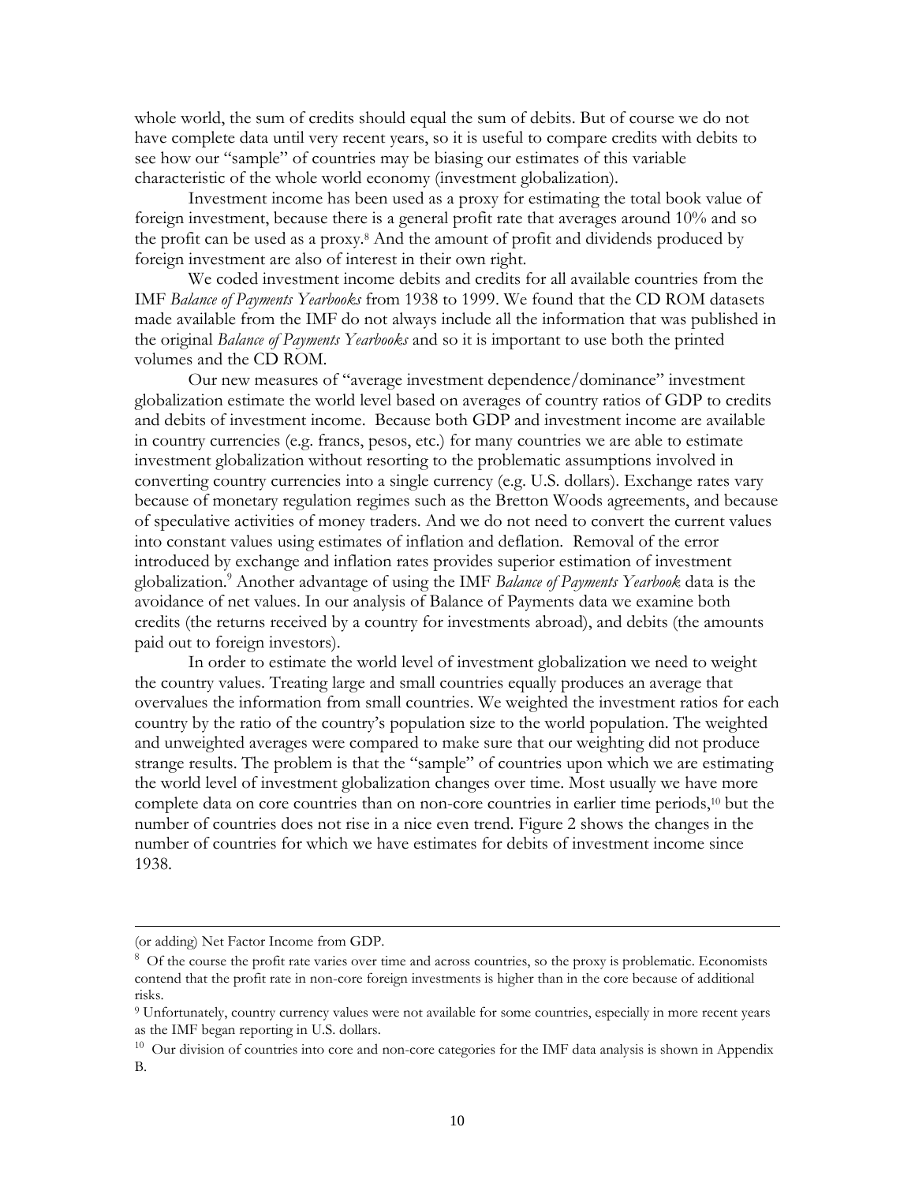whole world, the sum of credits should equal the sum of debits. But of course we do not have complete data until very recent years, so it is useful to compare credits with debits to see how our "sample" of countries may be biasing our estimates of this variable characteristic of the whole world economy (investment globalization).

Investment income has been used as a proxy for estimating the total book value of foreign investment, because there is a general profit rate that averages around 10% and so the profit can be used as a proxy.[8] And the amount of profit and dividends produced by foreign investment are also of interest in their own right.

We coded investment income debits and credits for all available countries from the IMF *Balance of Payments Yearbooks* from 1938 to 1999. We found that the CD ROM datasets made available from the IMF do not always include all the information that was published in the original *Balance of Payments Yearbooks* and so it is important to use both the printed volumes and the CD ROM.

Our new measures of "average investment dependence/dominance" investment globalization estimate the world level based on averages of country ratios of GDP to credits and debits of investment income. Because both GDP and investment income are available in country currencies (e.g. francs, pesos, etc.) for many countries we are able to estimate investment globalization without resorting to the problematic assumptions involved in converting country currencies into a single currency (e.g. U.S. dollars). Exchange rates vary because of monetary regulation regimes such as the Bretton Woods agreements, and because of speculative activities of money traders. And we do not need to convert the current values into constant values using estimates of inflation and deflation. Removal of the error introduced by exchange and inflation rates provides superior estimation of investment globalization.[9] Another advantage of using the IMF *Balance of Payments Yearbook* data is the avoidance of net values. In our analysis of Balance of Payments data we examine both credits (the returns received by a country for investments abroad), and debits (the amounts paid out to foreign investors).

In order to estimate the world level of investment globalization we need to weight the country values. Treating large and small countries equally produces an average that overvalues the information from small countries. We weighted the investment ratios for each country by the ratio of the country's population size to the world population. The weighted and unweighted averages were compared to make sure that our weighting did not produce strange results. The problem is that the "sample" of countries upon which we are estimating the world level of investment globalization changes over time. Most usually we have more complete data on core countries than on non-core countries in earlier time periods,[10] but the number of countries does not rise in a nice even trend. Figure 2 shows the changes in the number of countries for which we have estimates for debits of investment income since 1938.

---

(or adding) Net Factor Income from GDP.

[8] Of the course the profit rate varies over time and across countries, so the proxy is problematic. Economists contend that the profit rate in non-core foreign investments is higher than in the core because of additional risks.

[9] Unfortunately, country currency values were not available for some countries, especially in more recent years as the IMF began reporting in U.S. dollars.

[10] Our division of countries into core and non-core categories for the IMF data analysis is shown in Appendix B.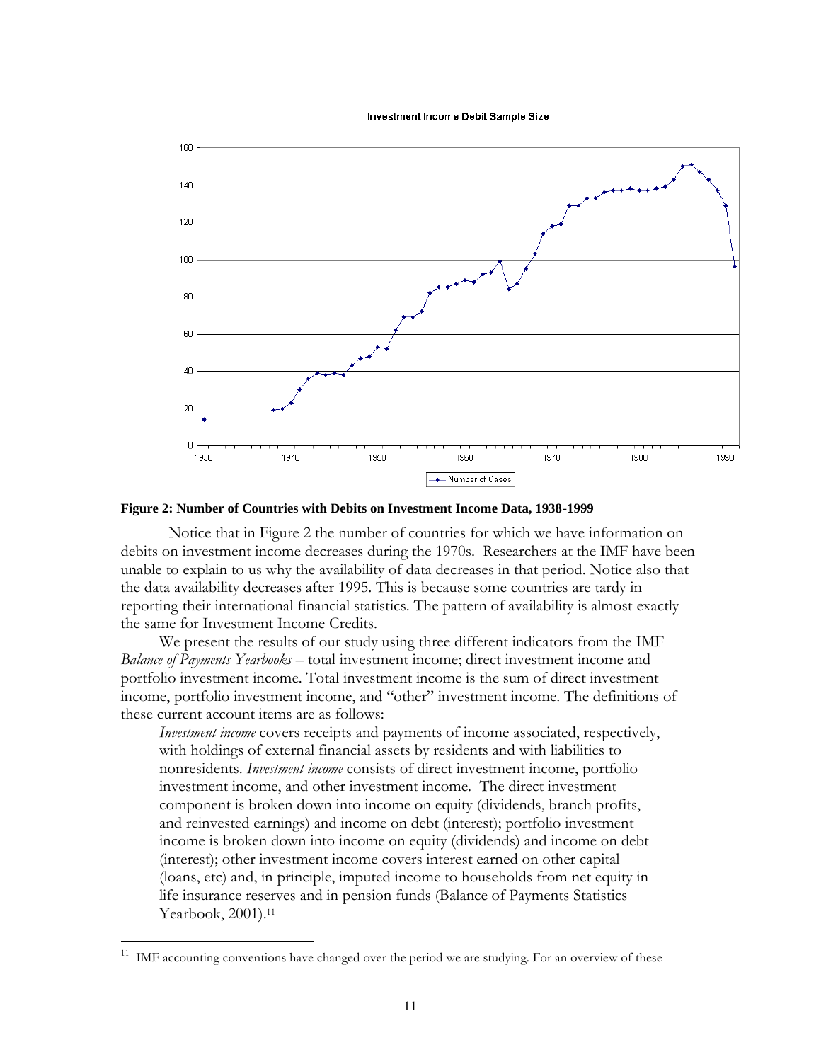**Figure 2: Number of Countries with Debits on Investment Income Data, 1938-1999**

Notice that in Figure 2 the number of countries for which we have information on debits on investment income decreases during the 1970s. Researchers at the IMF have been unable to explain to us why the availability of data decreases in that period. Notice also that the data availability decreases after 1995. This is because some countries are tardy in reporting their international financial statistics. The pattern of availability is almost exactly the same for Investment Income Credits.

We present the results of our study using three different indicators from the IMF *Balance of Payments Yearbooks* – total investment income; direct investment income and portfolio investment income. Total investment income is the sum of direct investment income, portfolio investment income, and "other" investment income. The definitions of these current account items are as follows:

> *Investment income* covers receipts and payments of income associated, respectively, with holdings of external financial assets by residents and with liabilities to nonresidents. *Investment income* consists of direct investment income, portfolio investment income, and other investment income. The direct investment component is broken down into income on equity (dividends, branch profits, and reinvested earnings) and income on debt (interest); portfolio investment income is broken down into income on equity (dividends) and income on debt (interest); other investment income covers interest earned on other capital (loans, etc) and, in principle, imputed income to households from net equity in life insurance reserves and in pension funds (Balance of Payments Statistics Yearbook, 2001).[11]

[11] IMF accounting conventions have changed over the period we are studying. For an overview of these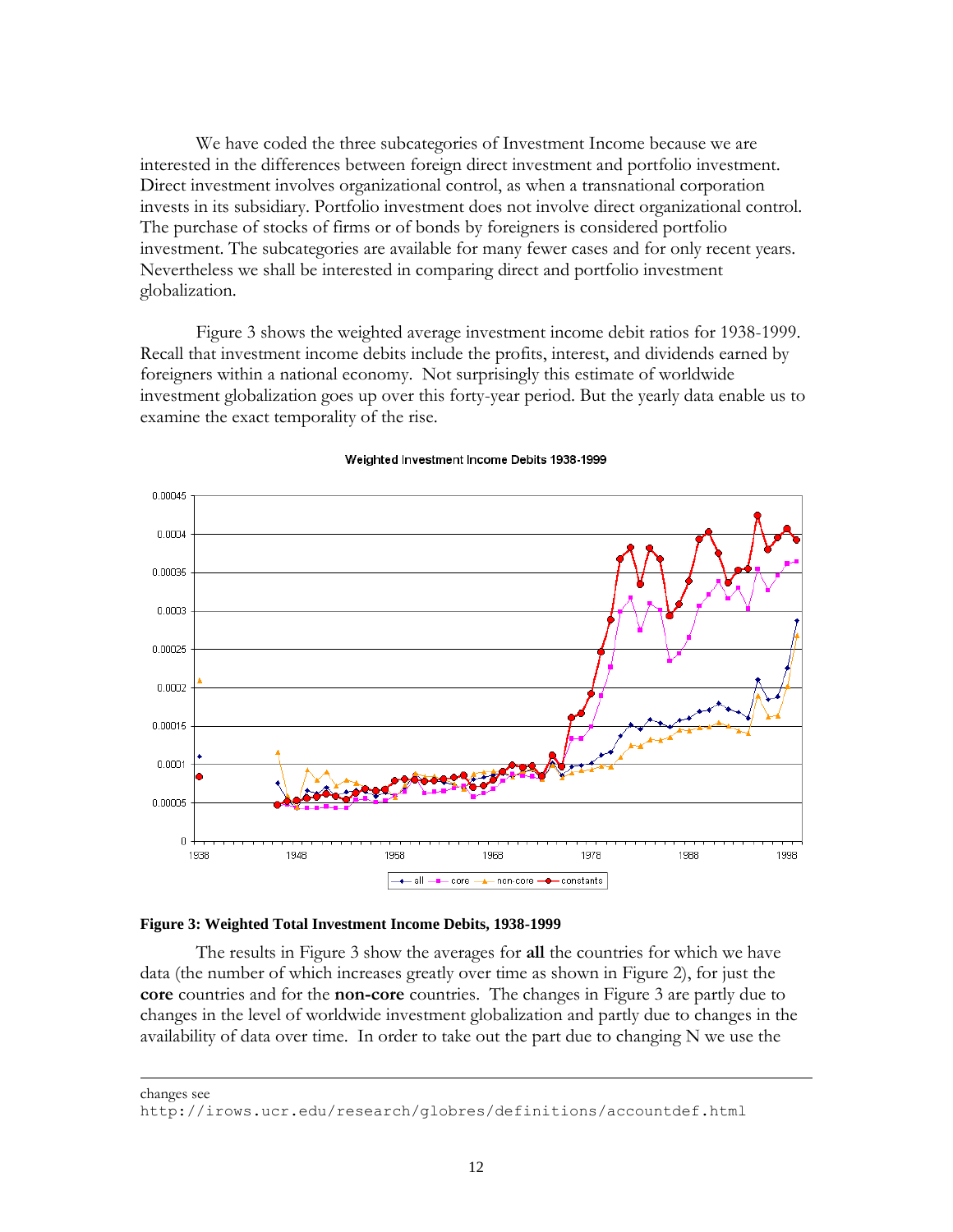We have coded the three subcategories of Investment Income because we are interested in the differences between foreign direct investment and portfolio investment. Direct investment involves organizational control, as when a transnational corporation invests in its subsidiary. Portfolio investment does not involve direct organizational control. The purchase of stocks of firms or of bonds by foreigners is considered portfolio investment. The subcategories are available for many fewer cases and for only recent years. Nevertheless we shall be interested in comparing direct and portfolio investment globalization.

Figure 3 shows the weighted average investment income debit ratios for 1938-1999. Recall that investment income debits include the profits, interest, and dividends earned by foreigners within a national economy. Not surprisingly this estimate of worldwide investment globalization goes up over this forty-year period. But the yearly data enable us to examine the exact temporality of the rise.

**Figure 3: Weighted Total Investment Income Debits, 1938-1999**

The results in Figure 3 show the averages for **all** the countries for which we have data (the number of which increases greatly over time as shown in Figure 2), for just the **core** countries and for the **non-core** countries. The changes in Figure 3 are partly due to changes in the level of worldwide investment globalization and partly due to changes in the availability of data over time. In order to take out the part due to changing N we use the

---

changes see
http://irows.ucr.edu/research/globres/definitions/accountdef.html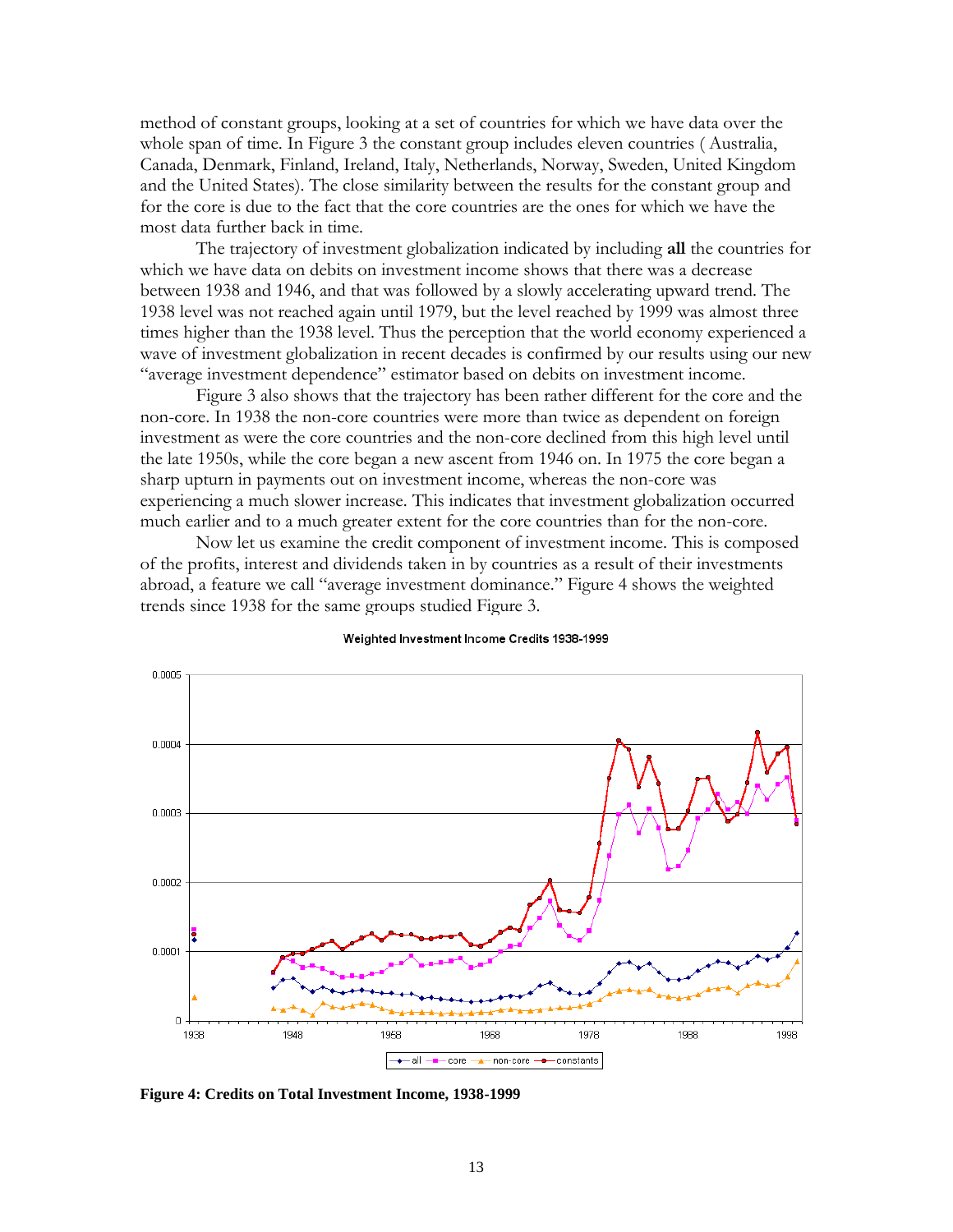method of constant groups, looking at a set of countries for which we have data over the whole span of time. In Figure 3 the constant group includes eleven countries ( Australia, Canada, Denmark, Finland, Ireland, Italy, Netherlands, Norway, Sweden, United Kingdom and the United States). The close similarity between the results for the constant group and for the core is due to the fact that the core countries are the ones for which we have the most data further back in time.

The trajectory of investment globalization indicated by including **all** the countries for which we have data on debits on investment income shows that there was a decrease between 1938 and 1946, and that was followed by a slowly accelerating upward trend. The 1938 level was not reached again until 1979, but the level reached by 1999 was almost three times higher than the 1938 level. Thus the perception that the world economy experienced a wave of investment globalization in recent decades is confirmed by our results using our new "average investment dependence" estimator based on debits on investment income.

Figure 3 also shows that the trajectory has been rather different for the core and the non-core. In 1938 the non-core countries were more than twice as dependent on foreign investment as were the core countries and the non-core declined from this high level until the late 1950s, while the core began a new ascent from 1946 on. In 1975 the core began a sharp upturn in payments out on investment income, whereas the non-core was experiencing a much slower increase. This indicates that investment globalization occurred much earlier and to a much greater extent for the core countries than for the non-core.

Now let us examine the credit component of investment income. This is composed of the profits, interest and dividends taken in by countries as a result of their investments abroad, a feature we call "average investment dominance." Figure 4 shows the weighted trends since 1938 for the same groups studied Figure 3.

**Figure 4: Credits on Total Investment Income, 1938-1999**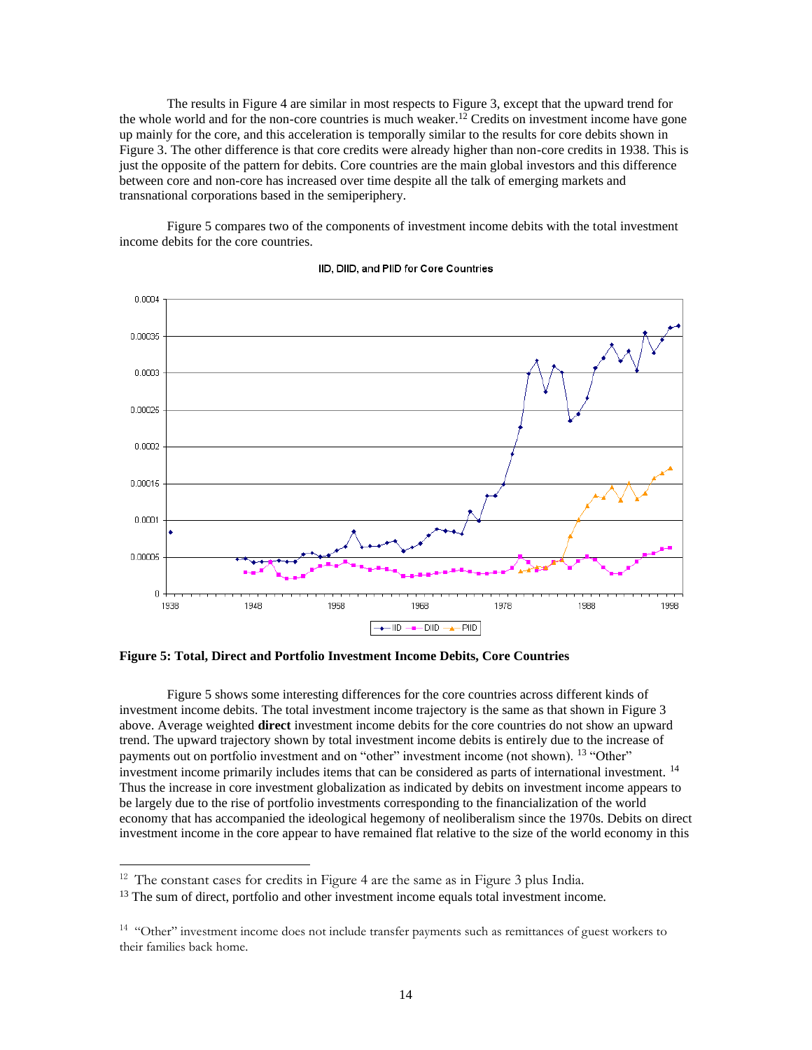The results in Figure 4 are similar in most respects to Figure 3, except that the upward trend for the whole world and for the non-core countries is much weaker.[12] Credits on investment income have gone up mainly for the core, and this acceleration is temporally similar to the results for core debits shown in Figure 3. The other difference is that core credits were already higher than non-core credits in 1938. This is just the opposite of the pattern for debits. Core countries are the main global investors and this difference between core and non-core has increased over time despite all the talk of emerging markets and transnational corporations based in the semiperiphery.

Figure 5 compares two of the components of investment income debits with the total investment income debits for the core countries.

**Figure 5: Total, Direct and Portfolio Investment Income Debits, Core Countries**

Figure 5 shows some interesting differences for the core countries across different kinds of investment income debits. The total investment income trajectory is the same as that shown in Figure 3 above. Average weighted **direct** investment income debits for the core countries do not show an upward trend. The upward trajectory shown by total investment income debits is entirely due to the increase of payments out on portfolio investment and on "other" investment income (not shown). [13] "Other" investment income primarily includes items that can be considered as parts of international investment. [14] Thus the increase in core investment globalization as indicated by debits on investment income appears to be largely due to the rise of portfolio investments corresponding to the financialization of the world economy that has accompanied the ideological hegemony of neoliberalism since the 1970s. Debits on direct investment income in the core appear to have remained flat relative to the size of the world economy in this

---

[12] The constant cases for credits in Figure 4 are the same as in Figure 3 plus India.

[13] The sum of direct, portfolio and other investment income equals total investment income.

[14] "Other" investment income does not include transfer payments such as remittances of guest workers to their families back home.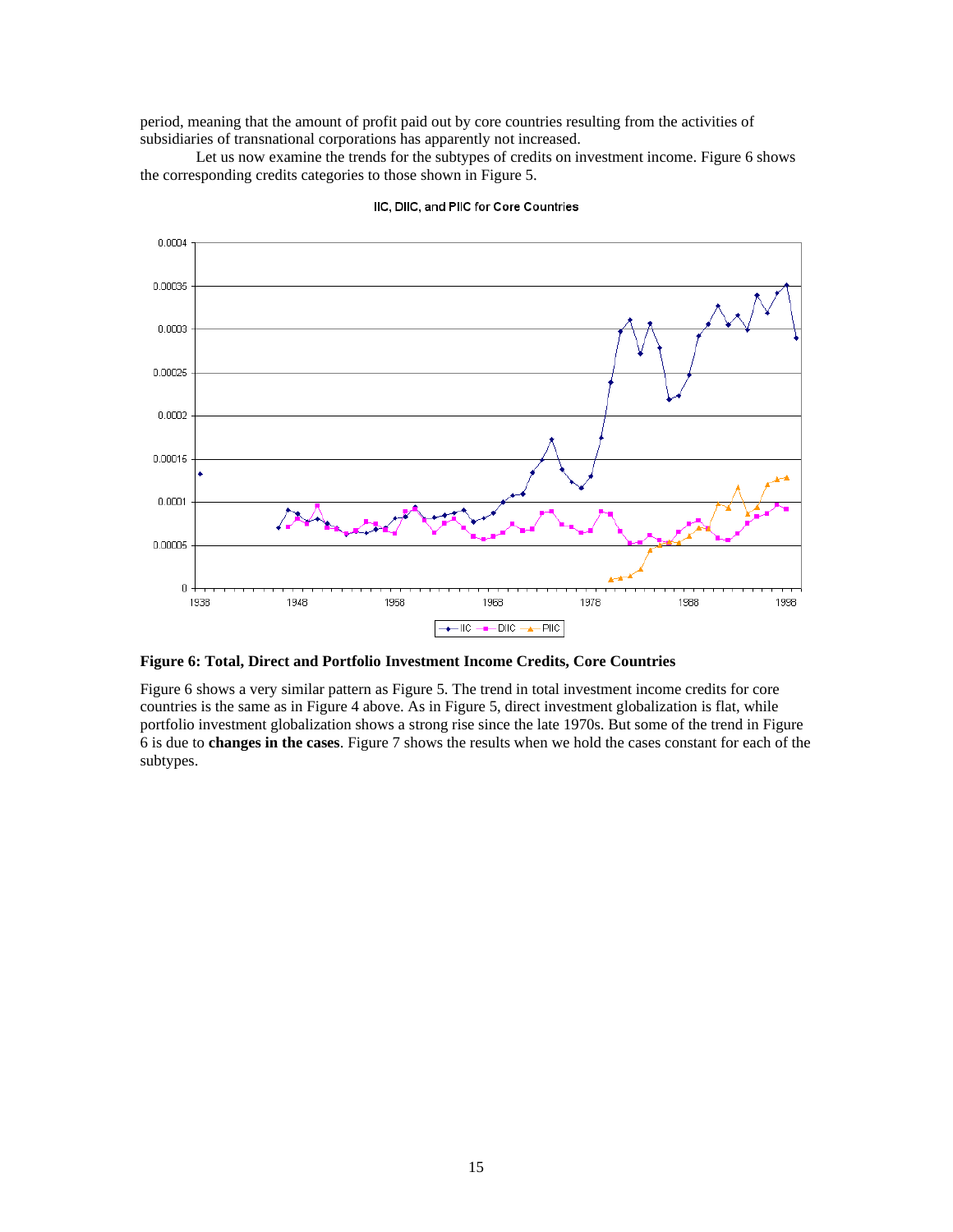period, meaning that the amount of profit paid out by core countries resulting from the activities of subsidiaries of transnational corporations has apparently not increased.

Let us now examine the trends for the subtypes of credits on investment income. Figure 6 shows the corresponding credits categories to those shown in Figure 5.

**Figure 6: Total, Direct and Portfolio Investment Income Credits, Core Countries**

Figure 6 shows a very similar pattern as Figure 5. The trend in total investment income credits for core countries is the same as in Figure 4 above. As in Figure 5, direct investment globalization is flat, while portfolio investment globalization shows a strong rise since the late 1970s. But some of the trend in Figure 6 is due to **changes in the cases**. Figure 7 shows the results when we hold the cases constant for each of the subtypes.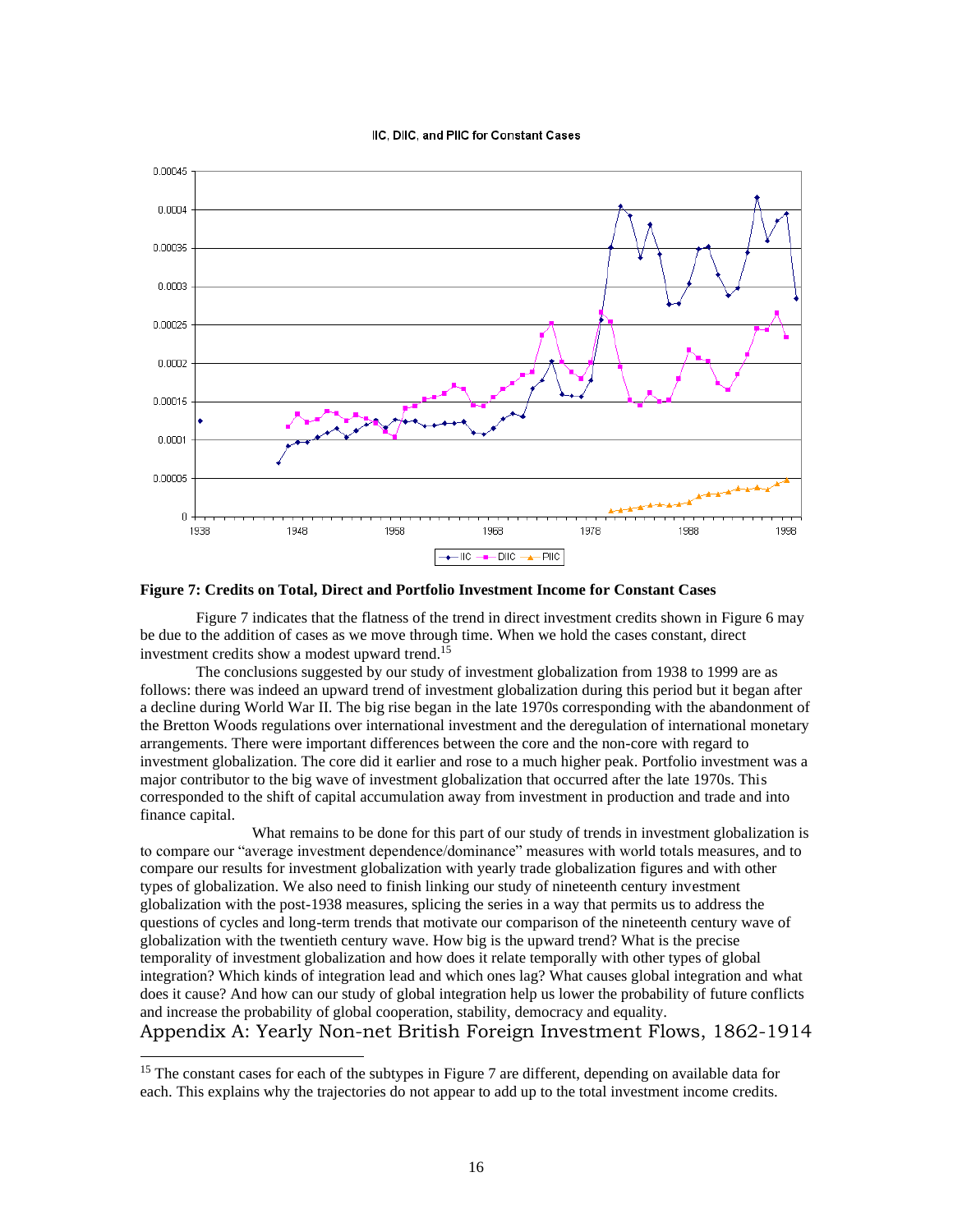**Figure 7: Credits on Total, Direct and Portfolio Investment Income for Constant Cases**

Figure 7 indicates that the flatness of the trend in direct investment credits shown in Figure 6 may be due to the addition of cases as we move through time. When we hold the cases constant, direct investment credits show a modest upward trend.[15]

The conclusions suggested by our study of investment globalization from 1938 to 1999 are as follows: there was indeed an upward trend of investment globalization during this period but it began after a decline during World War II. The big rise began in the late 1970s corresponding with the abandonment of the Bretton Woods regulations over international investment and the deregulation of international monetary arrangements. There were important differences between the core and the non-core with regard to investment globalization. The core did it earlier and rose to a much higher peak. Portfolio investment was a major contributor to the big wave of investment globalization that occurred after the late 1970s. This corresponded to the shift of capital accumulation away from investment in production and trade and into finance capital.

What remains to be done for this part of our study of trends in investment globalization is to compare our "average investment dependence/dominance" measures with world totals measures, and to compare our results for investment globalization with yearly trade globalization figures and with other types of globalization. We also need to finish linking our study of nineteenth century investment globalization with the post-1938 measures, splicing the series in a way that permits us to address the questions of cycles and long-term trends that motivate our comparison of the nineteenth century wave of globalization with the twentieth century wave. How big is the upward trend? What is the precise temporality of investment globalization and how does it relate temporally with other types of global integration? Which kinds of integration lead and which ones lag? What causes global integration and what does it cause? And how can our study of global integration help us lower the probability of future conflicts and increase the probability of global cooperation, stability, democracy and equality.

# Appendix A: Yearly Non-net British Foreign Investment Flows, 1862-1914

[15] The constant cases for each of the subtypes in Figure 7 are different, depending on available data for each. This explains why the trajectories do not appear to add up to the total investment income credits.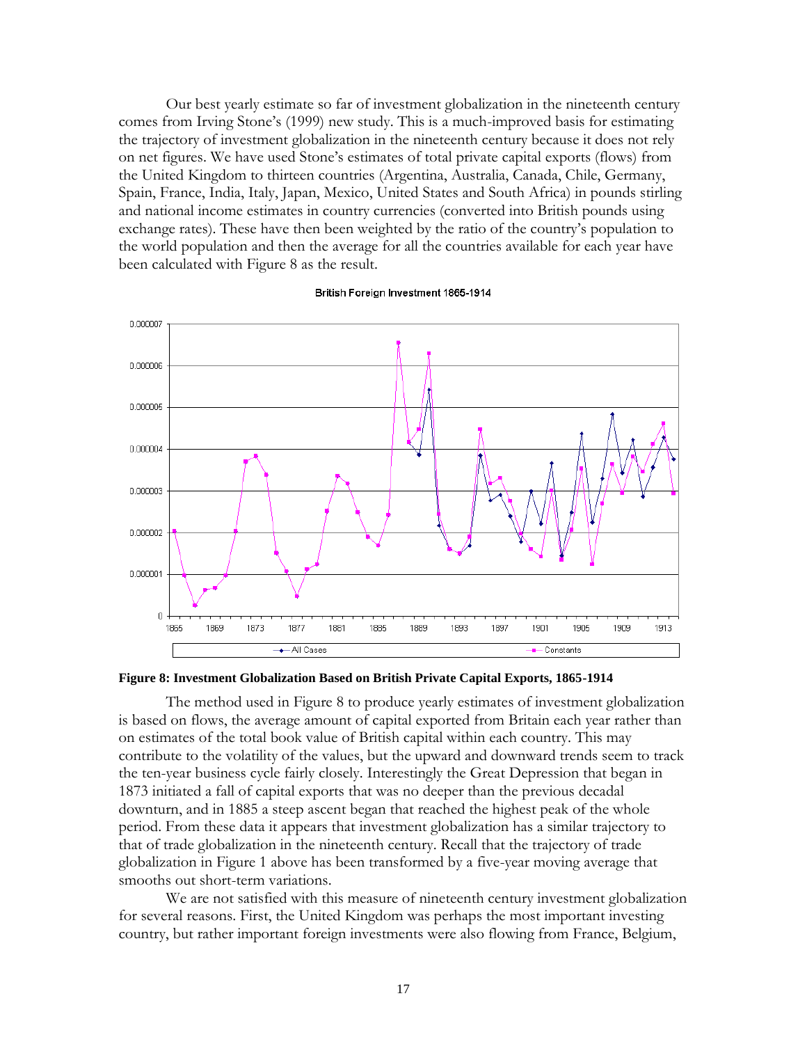Our best yearly estimate so far of investment globalization in the nineteenth century comes from Irving Stone's (1999) new study. This is a much-improved basis for estimating the trajectory of investment globalization in the nineteenth century because it does not rely on net figures. We have used Stone's estimates of total private capital exports (flows) from the United Kingdom to thirteen countries (Argentina, Australia, Canada, Chile, Germany, Spain, France, India, Italy, Japan, Mexico, United States and South Africa) in pounds stirling and national income estimates in country currencies (converted into British pounds using exchange rates). These have then been weighted by the ratio of the country's population to the world population and then the average for all the countries available for each year have been calculated with Figure 8 as the result.

**Figure 8: Investment Globalization Based on British Private Capital Exports, 1865-1914**

The method used in Figure 8 to produce yearly estimates of investment globalization is based on flows, the average amount of capital exported from Britain each year rather than on estimates of the total book value of British capital within each country. This may contribute to the volatility of the values, but the upward and downward trends seem to track the ten-year business cycle fairly closely. Interestingly the Great Depression that began in 1873 initiated a fall of capital exports that was no deeper than the previous decadal downturn, and in 1885 a steep ascent began that reached the highest peak of the whole period. From these data it appears that investment globalization has a similar trajectory to that of trade globalization in the nineteenth century. Recall that the trajectory of trade globalization in Figure 1 above has been transformed by a five-year moving average that smooths out short-term variations.

We are not satisfied with this measure of nineteenth century investment globalization for several reasons. First, the United Kingdom was perhaps the most important investing country, but rather important foreign investments were also flowing from France, Belgium,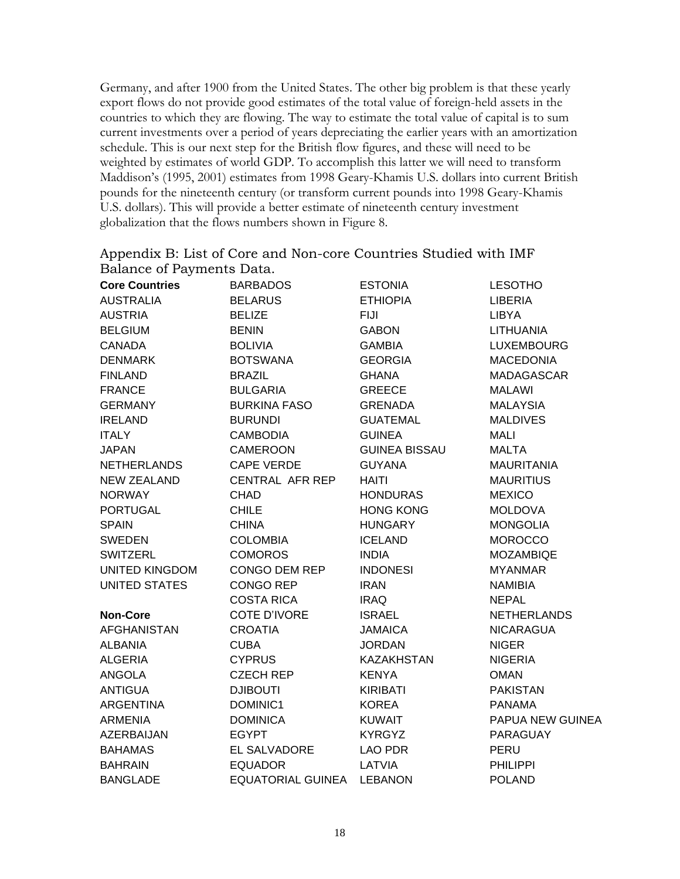Germany, and after 1900 from the United States. The other big problem is that these yearly export flows do not provide good estimates of the total value of foreign-held assets in the countries to which they are flowing. The way to estimate the total value of capital is to sum current investments over a period of years depreciating the earlier years with an amortization schedule. This is our next step for the British flow figures, and these will need to be weighted by estimates of world GDP. To accomplish this latter we will need to transform Maddison's (1995, 2001) estimates from 1998 Geary-Khamis U.S. dollars into current British pounds for the nineteenth century (or transform current pounds into 1998 Geary-Khamis U.S. dollars). This will provide a better estimate of nineteenth century investment globalization that the flows numbers shown in Figure 8.

## Appendix B: List of Core and Non-core Countries Studied with IMF Balance of Payments Data.

**Core Countries**

AUSTRALIA
AUSTRIA
BELGIUM
CANADA
DENMARK
FINLAND
FRANCE
GERMANY
IRELAND
ITALY
JAPAN
NETHERLANDS
NEW ZEALAND
NORWAY
PORTUGAL
SPAIN
SWEDEN
SWITZERL
UNITED KINGDOM
UNITED STATES

**Non-Core**

AFGHANISTAN
ALBANIA
ALGERIA
ANGOLA
ANTIGUA
ARGENTINA
ARMENIA
AZERBAIJAN
BAHAMAS
BAHRAIN
BANGLADE
BARBADOS
BELARUS
BELIZE
BENIN
BOLIVIA
BOTSWANA
BRAZIL
BULGARIA
BURKINA FASO
BURUNDI
CAMBODIA
CAMEROON
CAPE VERDE
CENTRAL AFR REP
CHAD
CHILE
CHINA
COLOMBIA
COMOROS
CONGO DEM REP
CONGO REP
COSTA RICA
COTE D'IVORE
CROATIA
CUBA
CYPRUS
CZECH REP
DJIBOUTI
DOMINIC1
DOMINICA
EGYPT
EL SALVADORE
EQUADOR
EQUATORIAL GUINEA
ESTONIA
ETHIOPIA
FIJI
GABON
GAMBIA
GEORGIA
GHANA
GREECE
GRENADA
GUATEMAL
GUINEA
GUINEA BISSAU
GUYANA
HAITI
HONDURAS
HONG KONG
HUNGARY
ICELAND
INDIA
INDONESI
IRAN
IRAQ
ISRAEL
JAMAICA
JORDAN
KAZAKHSTAN
KENYA
KIRIBATI
KOREA
KUWAIT
KYRGYZ
LAO PDR
LATVIA
LEBANON
LESOTHO
LIBERIA
LIBYA
LITHUANIA
LUXEMBOURG
MACEDONIA
MADAGASCAR
MALAWI
MALAYSIA
MALDIVES
MALI
MALTA
MAURITANIA
MAURITIUS
MEXICO
MOLDOVA
MONGOLIA
MOROCCO
MOZAMBIQE
MYANMAR
NAMIBIA
NEPAL
NETHERLANDS
NICARAGUA
NIGER
NIGERIA
OMAN
PAKISTAN
PANAMA
PAPUA NEW GUINEA
PARAGUAY
PERU
PHILIPPI
POLAND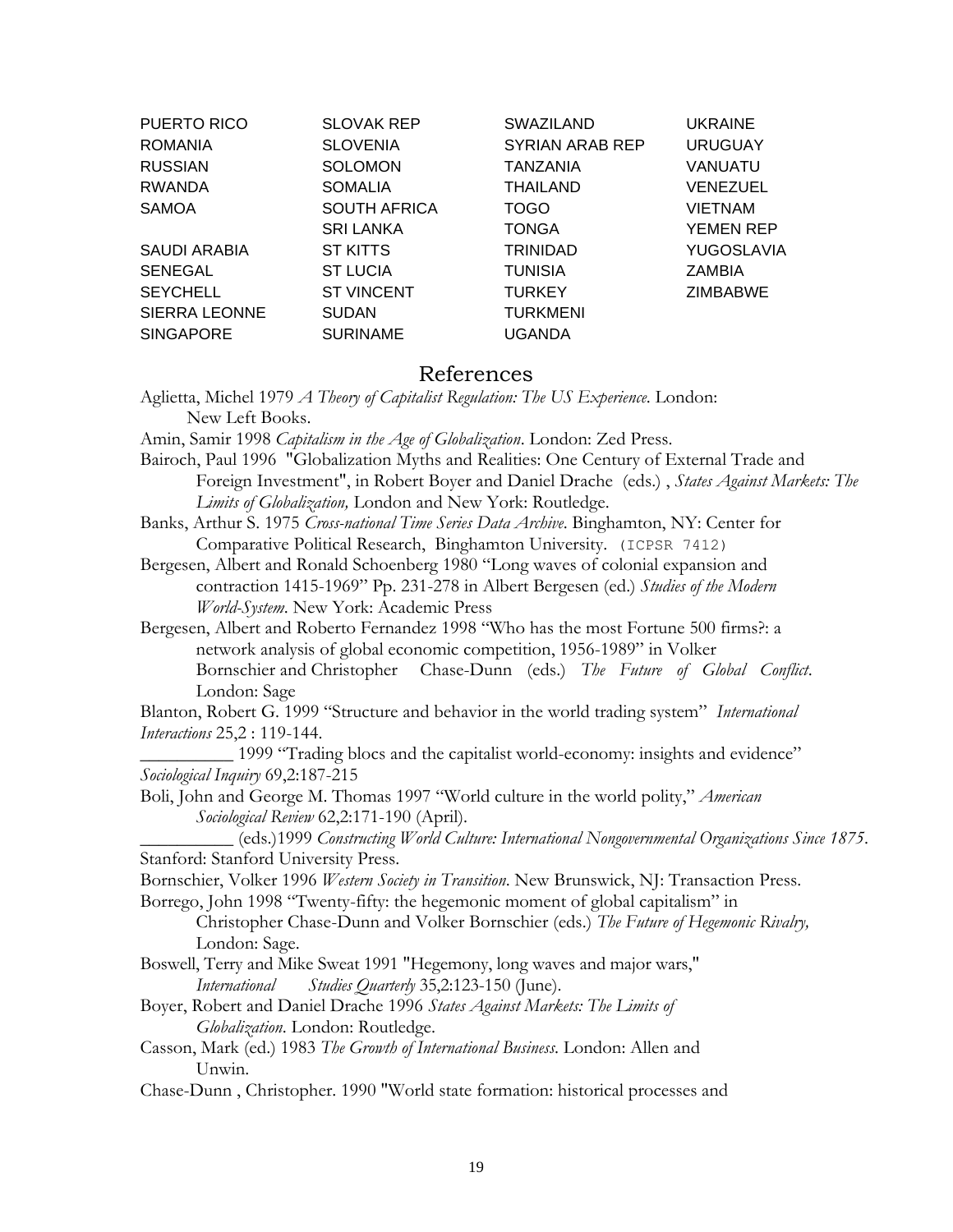| | | | |
|---|---|---|---|
| PUERTO RICO | SLOVAK REP | SWAZILAND | UKRAINE |
| ROMANIA | SLOVENIA | SYRIAN ARAB REP | URUGUAY |
| RUSSIAN | SOLOMON | TANZANIA | VANUATU |
| RWANDA | SOMALIA | THAILAND | VENEZUEL |
| SAMOA | SOUTH AFRICA | TOGO | VIETNAM |
| | SRI LANKA | TONGA | YEMEN REP |
| SAUDI ARABIA | ST KITTS | TRINIDAD | YUGOSLAVIA |
| SENEGAL | ST LUCIA | TUNISIA | ZAMBIA |
| SEYCHELL | ST VINCENT | TURKEY | ZIMBABWE |
| SIERRA LEONNE | SUDAN | TURKMENI | |
| SINGAPORE | SURINAME | UGANDA | |

## References

Aglietta, Michel 1979 *A Theory of Capitalist Regulation: The US Experience*. London: New Left Books.

Amin, Samir 1998 *Capitalism in the Age of Globalization*. London: Zed Press.

Bairoch, Paul 1996 "Globalization Myths and Realities: One Century of External Trade and Foreign Investment", in Robert Boyer and Daniel Drache (eds.) , *States Against Markets: The Limits of Globalization,* London and New York: Routledge.

Banks, Arthur S. 1975 *Cross-national Time Series Data Archive*. Binghamton, NY: Center for Comparative Political Research, Binghamton University. (ICPSR 7412)

Bergesen, Albert and Ronald Schoenberg 1980 "Long waves of colonial expansion and contraction 1415-1969" Pp. 231-278 in Albert Bergesen (ed.) *Studies of the Modern World-System*. New York: Academic Press

Bergesen, Albert and Roberto Fernandez 1998 "Who has the most Fortune 500 firms?: a network analysis of global economic competition, 1956-1989" in Volker Bornschier and Christopher Chase-Dunn (eds.) *The Future of Global Conflict*. London: Sage

Blanton, Robert G. 1999 "Structure and behavior in the world trading system" *International Interactions* 25,2 : 119-144.

__________ 1999 "Trading blocs and the capitalist world-economy: insights and evidence" *Sociological Inquiry* 69,2:187-215

Boli, John and George M. Thomas 1997 "World culture in the world polity," *American Sociological Review* 62,2:171-190 (April).

__________ (eds.)1999 *Constructing World Culture: International Nongovernmental Organizations Since 1875*. Stanford: Stanford University Press.

Bornschier, Volker 1996 *Western Society in Transition*. New Brunswick, NJ: Transaction Press.

Borrego, John 1998 "Twenty-fifty: the hegemonic moment of global capitalism" in Christopher Chase-Dunn and Volker Bornschier (eds.) *The Future of Hegemonic Rivalry,* London: Sage.

Boswell, Terry and Mike Sweat 1991 "Hegemony, long waves and major wars," *International Studies Quarterly* 35,2:123-150 (June).

Boyer, Robert and Daniel Drache 1996 *States Against Markets: The Limits of Globalization*. London: Routledge.

Casson, Mark (ed.) 1983 *The Growth of International Business*. London: Allen and Unwin.

Chase-Dunn , Christopher. 1990 "World state formation: historical processes and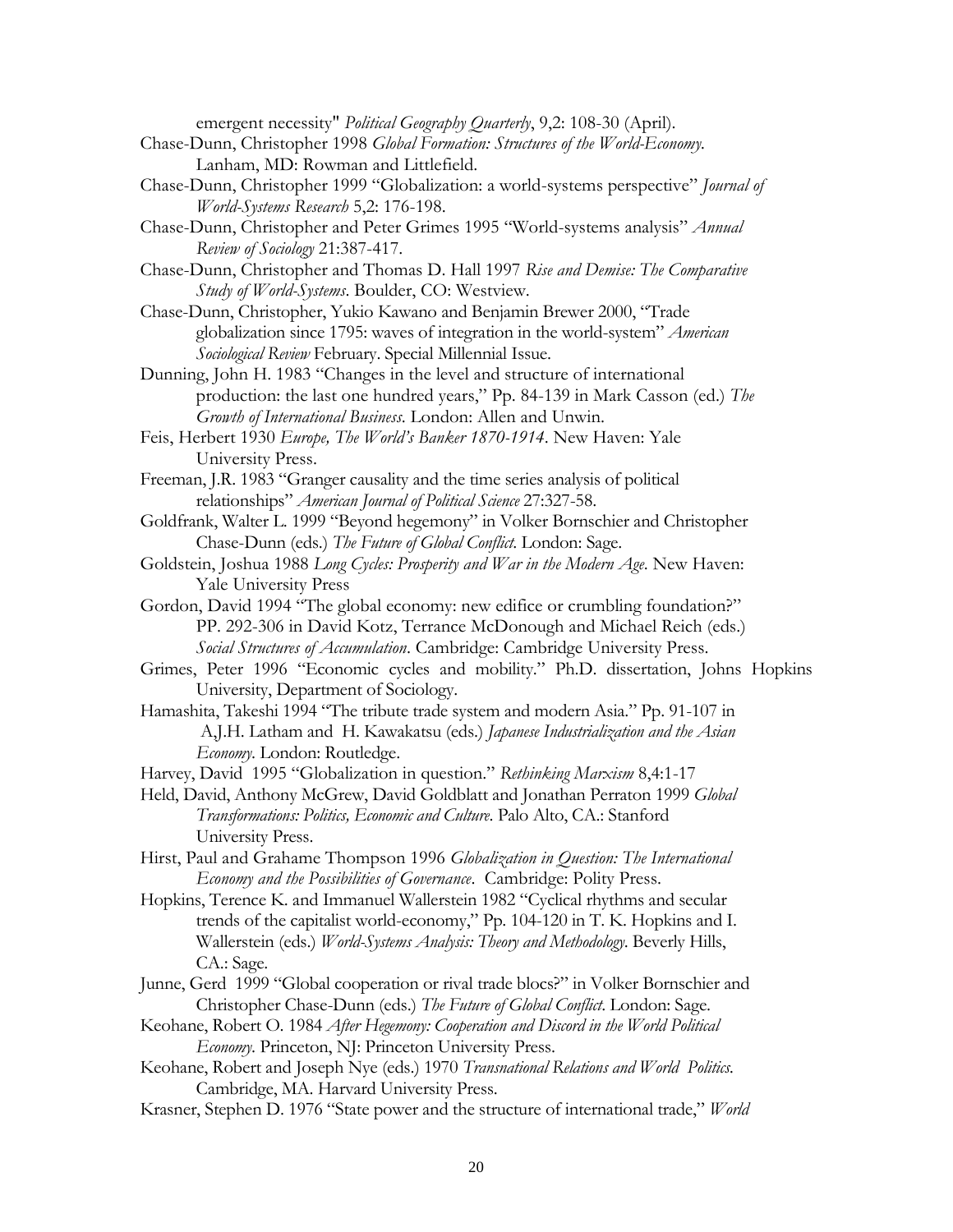emergent necessity" *Political Geography Quarterly*, 9,2: 108-30 (April).

Chase-Dunn, Christopher 1998 *Global Formation: Structures of the World-Economy*. Lanham, MD: Rowman and Littlefield.

Chase-Dunn, Christopher 1999 "Globalization: a world-systems perspective" *Journal of World-Systems Research* 5,2: 176-198.

Chase-Dunn, Christopher and Peter Grimes 1995 "World-systems analysis" *Annual Review of Sociology* 21:387-417.

Chase-Dunn, Christopher and Thomas D. Hall 1997 *Rise and Demise: The Comparative Study of World-Systems*. Boulder, CO: Westview.

Chase-Dunn, Christopher, Yukio Kawano and Benjamin Brewer 2000, "Trade globalization since 1795: waves of integration in the world-system" *American Sociological Review* February. Special Millennial Issue.

Dunning, John H. 1983 "Changes in the level and structure of international production: the last one hundred years," Pp. 84-139 in Mark Casson (ed.) *The Growth of International Business*. London: Allen and Unwin.

Feis, Herbert 1930 *Europe, The World's Banker 1870-1914*. New Haven: Yale University Press.

Freeman, J.R. 1983 "Granger causality and the time series analysis of political relationships" *American Journal of Political Science* 27:327-58.

Goldfrank, Walter L. 1999 "Beyond hegemony" in Volker Bornschier and Christopher Chase-Dunn (eds.) *The Future of Global Conflict*. London: Sage.

Goldstein, Joshua 1988 *Long Cycles: Prosperity and War in the Modern Age*. New Haven: Yale University Press

Gordon, David 1994 "The global economy: new edifice or crumbling foundation?" PP. 292-306 in David Kotz, Terrance McDonough and Michael Reich (eds.) *Social Structures of Accumulation*. Cambridge: Cambridge University Press.

Grimes, Peter 1996 "Economic cycles and mobility." Ph.D. dissertation, Johns Hopkins University, Department of Sociology.

Hamashita, Takeshi 1994 "The tribute trade system and modern Asia." Pp. 91-107 in A,J.H. Latham and H. Kawakatsu (eds.) *Japanese Industrialization and the Asian Economy*. London: Routledge.

Harvey, David 1995 "Globalization in question." *Rethinking Marxism* 8,4:1-17

Held, David, Anthony McGrew, David Goldblatt and Jonathan Perraton 1999 *Global Transformations: Politics, Economic and Culture*. Palo Alto, CA.: Stanford University Press.

Hirst, Paul and Grahame Thompson 1996 *Globalization in Question: The International Economy and the Possibilities of Governance*. Cambridge: Polity Press.

Hopkins, Terence K. and Immanuel Wallerstein 1982 "Cyclical rhythms and secular trends of the capitalist world-economy," Pp. 104-120 in T. K. Hopkins and I. Wallerstein (eds.) *World-Systems Analysis: Theory and Methodology*. Beverly Hills, CA.: Sage.

Junne, Gerd 1999 "Global cooperation or rival trade blocs?" in Volker Bornschier and Christopher Chase-Dunn (eds.) *The Future of Global Conflict*. London: Sage.

Keohane, Robert O. 1984 *After Hegemony: Cooperation and Discord in the World Political Economy*. Princeton, NJ: Princeton University Press.

Keohane, Robert and Joseph Nye (eds.) 1970 *Transnational Relations and World Politics*. Cambridge, MA. Harvard University Press.

Krasner, Stephen D. 1976 "State power and the structure of international trade," *World*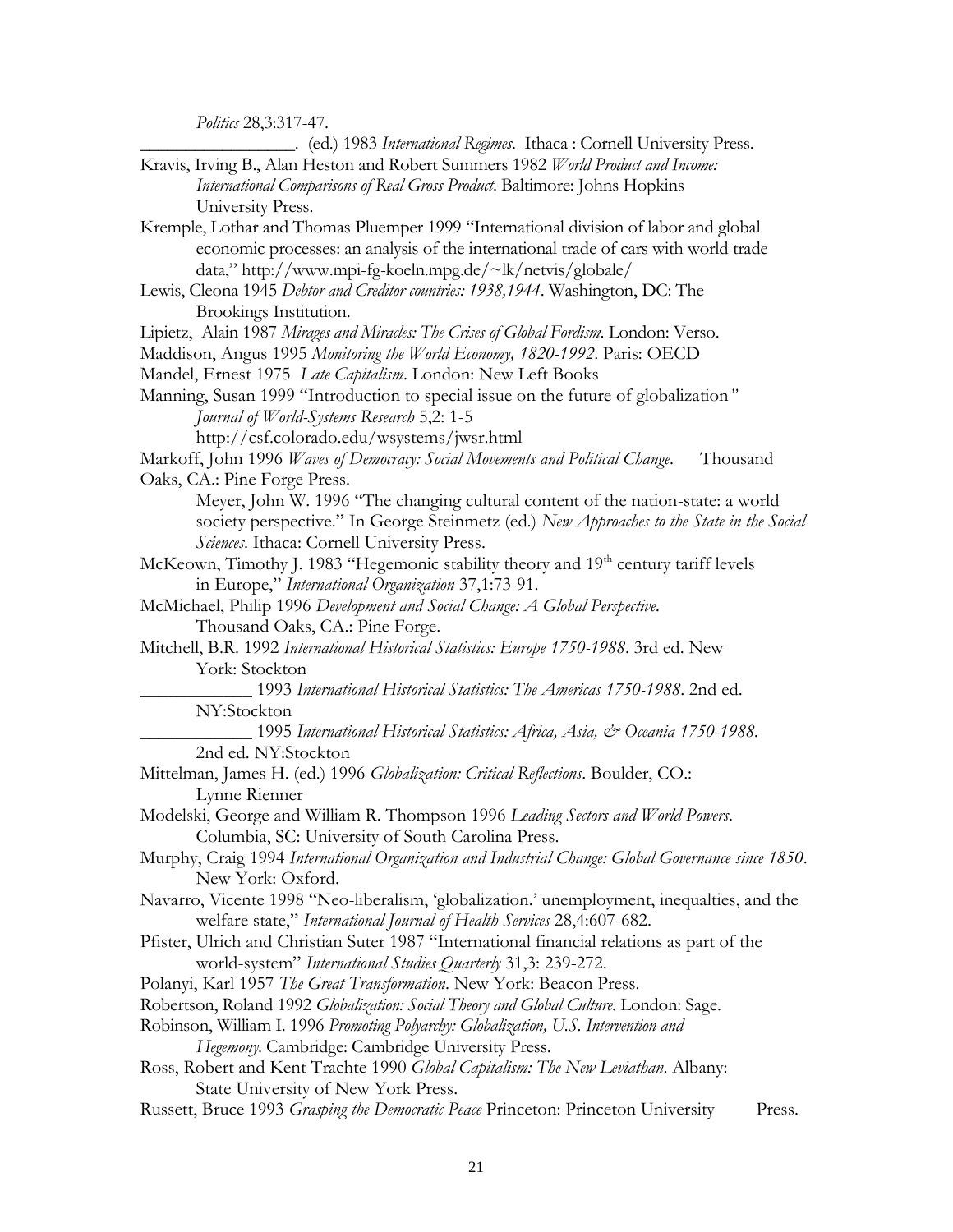*Politics* 28,3:317-47.

\_\_\_\_\_\_\_\_\_\_\_\_\_\_\_\_\_. (ed.) 1983 *International Regimes*. Ithaca : Cornell University Press.

Kravis, Irving B., Alan Heston and Robert Summers 1982 *World Product and Income: International Comparisons of Real Gross Product*. Baltimore: Johns Hopkins University Press.

Kremple, Lothar and Thomas Pluemper 1999 "International division of labor and global economic processes: an analysis of the international trade of cars with world trade data," http://www.mpi-fg-koeln.mpg.de/~lk/netvis/globale/

Lewis, Cleona 1945 *Debtor and Creditor countries: 1938,1944*. Washington, DC: The Brookings Institution.

Lipietz, Alain 1987 *Mirages and Miracles: The Crises of Global Fordism*. London: Verso.

Maddison, Angus 1995 *Monitoring the World Economy, 1820-1992*. Paris: OECD

Mandel, Ernest 1975 *Late Capitalism*. London: New Left Books

Manning, Susan 1999 "Introduction to special issue on the future of globalization" *Journal of World-Systems Research* 5,2: 1-5 http://csf.colorado.edu/wsystems/jwsr.html

Markoff, John 1996 *Waves of Democracy: Social Movements and Political Change*. Thousand Oaks, CA.: Pine Forge Press.

Meyer, John W. 1996 "The changing cultural content of the nation-state: a world society perspective." In George Steinmetz (ed.) *New Approaches to the State in the Social Sciences*. Ithaca: Cornell University Press.

McKeown, Timothy J. 1983 "Hegemonic stability theory and 19th century tariff levels in Europe," *International Organization* 37,1:73-91.

McMichael, Philip 1996 *Development and Social Change: A Global Perspective*. Thousand Oaks, CA.: Pine Forge.

Mitchell, B.R. 1992 *International Historical Statistics: Europe 1750-1988*. 3rd ed. New York: Stockton

\_\_\_\_\_\_\_\_\_\_\_\_ 1993 *International Historical Statistics: The Americas 1750-1988*. 2nd ed. NY:Stockton

\_\_\_\_\_\_\_\_\_\_\_\_ 1995 *International Historical Statistics: Africa, Asia, & Oceania 1750-1988*. 2nd ed. NY:Stockton

Mittelman, James H. (ed.) 1996 *Globalization: Critical Reflections*. Boulder, CO.: Lynne Rienner

Modelski, George and William R. Thompson 1996 *Leading Sectors and World Powers*. Columbia, SC: University of South Carolina Press.

Murphy, Craig 1994 *International Organization and Industrial Change: Global Governance since 1850*. New York: Oxford.

Navarro, Vicente 1998 "Neo-liberalism, 'globalization.' unemployment, inequalties, and the welfare state," *International Journal of Health Services* 28,4:607-682.

Pfister, Ulrich and Christian Suter 1987 "International financial relations as part of the world-system" *International Studies Quarterly* 31,3: 239-272.

Polanyi, Karl 1957 *The Great Transformation*. New York: Beacon Press.

Robertson, Roland 1992 *Globalization: Social Theory and Global Culture*. London: Sage.

Robinson, William I. 1996 *Promoting Polyarchy: Globalization, U.S. Intervention and Hegemony*. Cambridge: Cambridge University Press.

Ross, Robert and Kent Trachte 1990 *Global Capitalism: The New Leviathan*. Albany: State University of New York Press.

Russett, Bruce 1993 *Grasping the Democratic Peace* Princeton: Princeton University Press.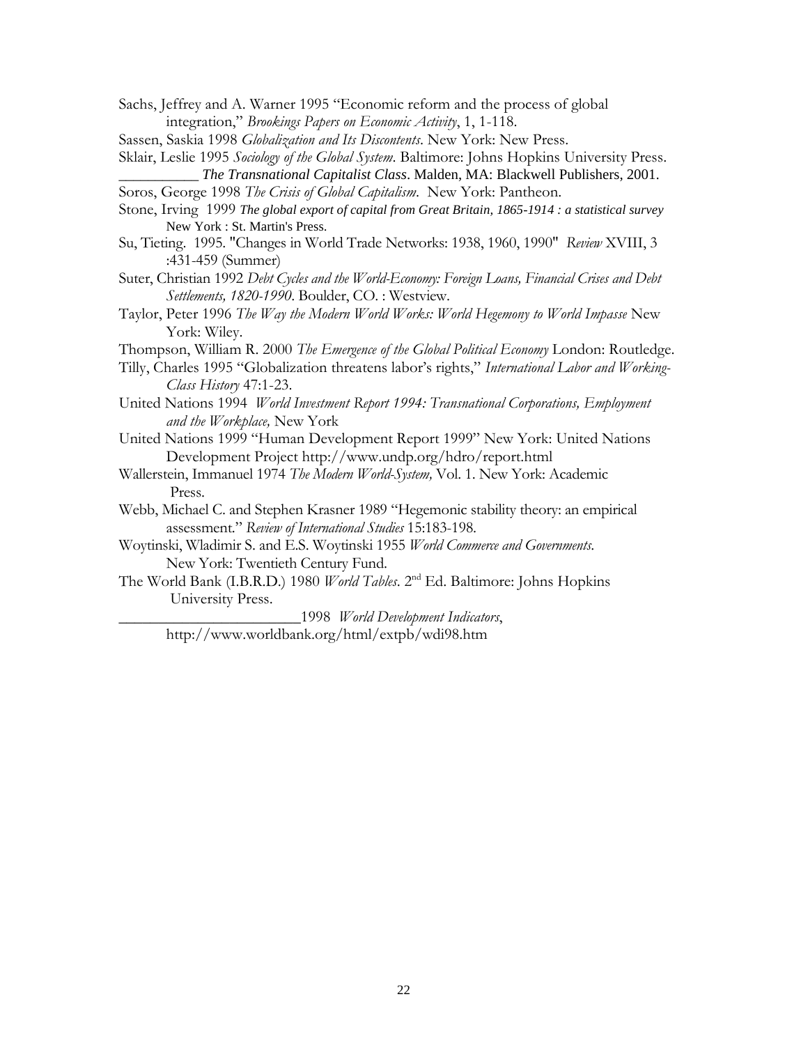Sachs, Jeffrey and A. Warner 1995 "Economic reform and the process of global integration," *Brookings Papers on Economic Activity*, 1, 1-118.

Sassen, Saskia 1998 *Globalization and Its Discontents*. New York: New Press.

Sklair, Leslie 1995 *Sociology of the Global System*. Baltimore: Johns Hopkins University Press.

__________ *The Transnational Capitalist Class*. Malden, MA: Blackwell Publishers, 2001.

Soros, George 1998 *The Crisis of Global Capitalism*. New York: Pantheon.

Stone, Irving 1999 *The global export of capital from Great Britain, 1865-1914 : a statistical survey* New York : St. Martin's Press.

Su, Tieting. 1995. "Changes in World Trade Networks: 1938, 1960, 1990" *Review* XVIII, 3 :431-459 (Summer)

Suter, Christian 1992 *Debt Cycles and the World-Economy: Foreign Loans, Financial Crises and Debt Settlements, 1820-1990*. Boulder, CO. : Westview.

Taylor, Peter 1996 *The Way the Modern World Works: World Hegemony to World Impasse* New York: Wiley.

Thompson, William R. 2000 *The Emergence of the Global Political Economy* London: Routledge.

Tilly, Charles 1995 "Globalization threatens labor's rights," *International Labor and Working-Class History* 47:1-23.

United Nations 1994 *World Investment Report 1994: Transnational Corporations, Employment and the Workplace,* New York

United Nations 1999 "Human Development Report 1999" New York: United Nations Development Project http://www.undp.org/hdro/report.html

Wallerstein, Immanuel 1974 *The Modern World-System,* Vol. 1. New York: Academic Press.

Webb, Michael C. and Stephen Krasner 1989 "Hegemonic stability theory: an empirical assessment." *Review of International Studies* 15:183-198.

Woytinski, Wladimir S. and E.S. Woytinski 1955 *World Commerce and Governments*. New York: Twentieth Century Fund.

The World Bank (I.B.R.D.) 1980 *World Tables*. 2nd Ed. Baltimore: Johns Hopkins University Press.

________________________1998 *World Development Indicators*, http://www.worldbank.org/html/extpb/wdi98.htm